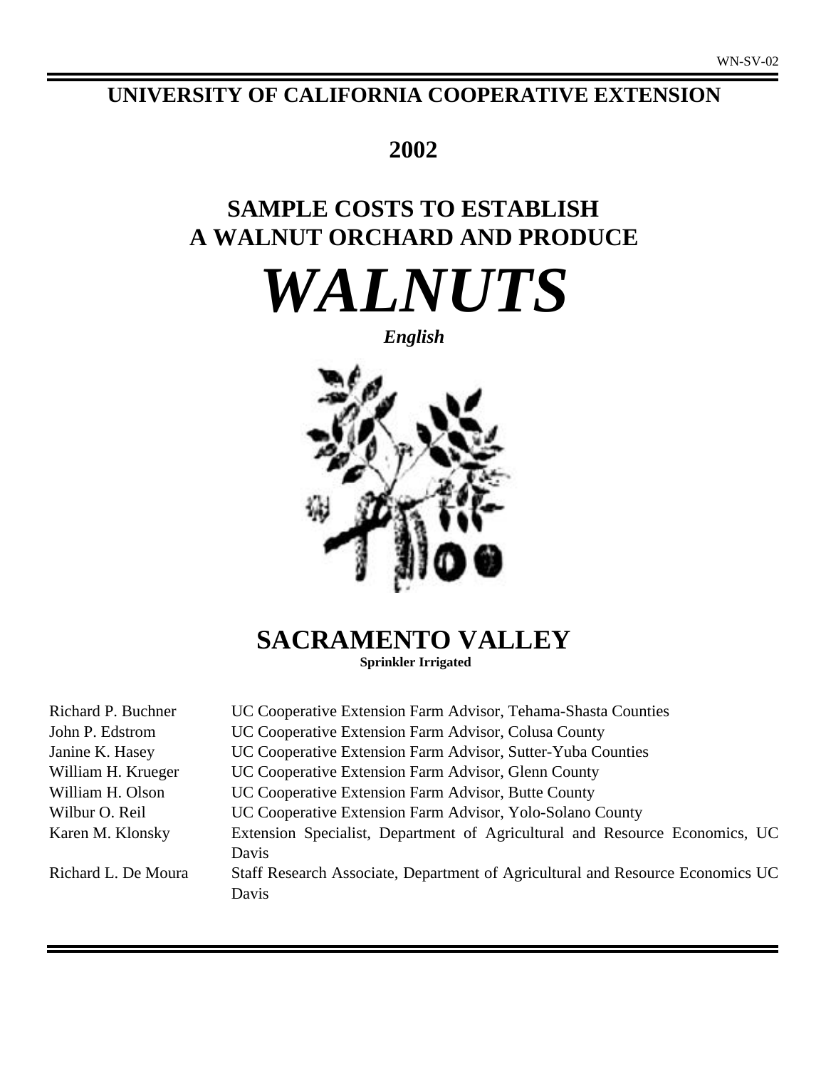WN-SV-02

# UNIVERSITY OF CALIFORNIA COOPERATIVE EXTENSION

## 2002

## SAMPLE COSTS TO ESTABLISH A WALNUT ORCHARD AND PRODUCE

# *WALNUTS*

***English***

## SACRAMENTO VALLEY

**Sprinkler Irrigated**

| | |
|---|---|
| Richard P. Buchner | UC Cooperative Extension Farm Advisor, Tehama-Shasta Counties |
| John P. Edstrom | UC Cooperative Extension Farm Advisor, Colusa County |
| Janine K. Hasey | UC Cooperative Extension Farm Advisor, Sutter-Yuba Counties |
| William H. Krueger | UC Cooperative Extension Farm Advisor, Glenn County |
| William H. Olson | UC Cooperative Extension Farm Advisor, Butte County |
| Wilbur O. Reil | UC Cooperative Extension Farm Advisor, Yolo-Solano County |
| Karen M. Klonsky | Extension Specialist, Department of Agricultural and Resource Economics, UC Davis |
| Richard L. De Moura | Staff Research Associate, Department of Agricultural and Resource Economics UC Davis |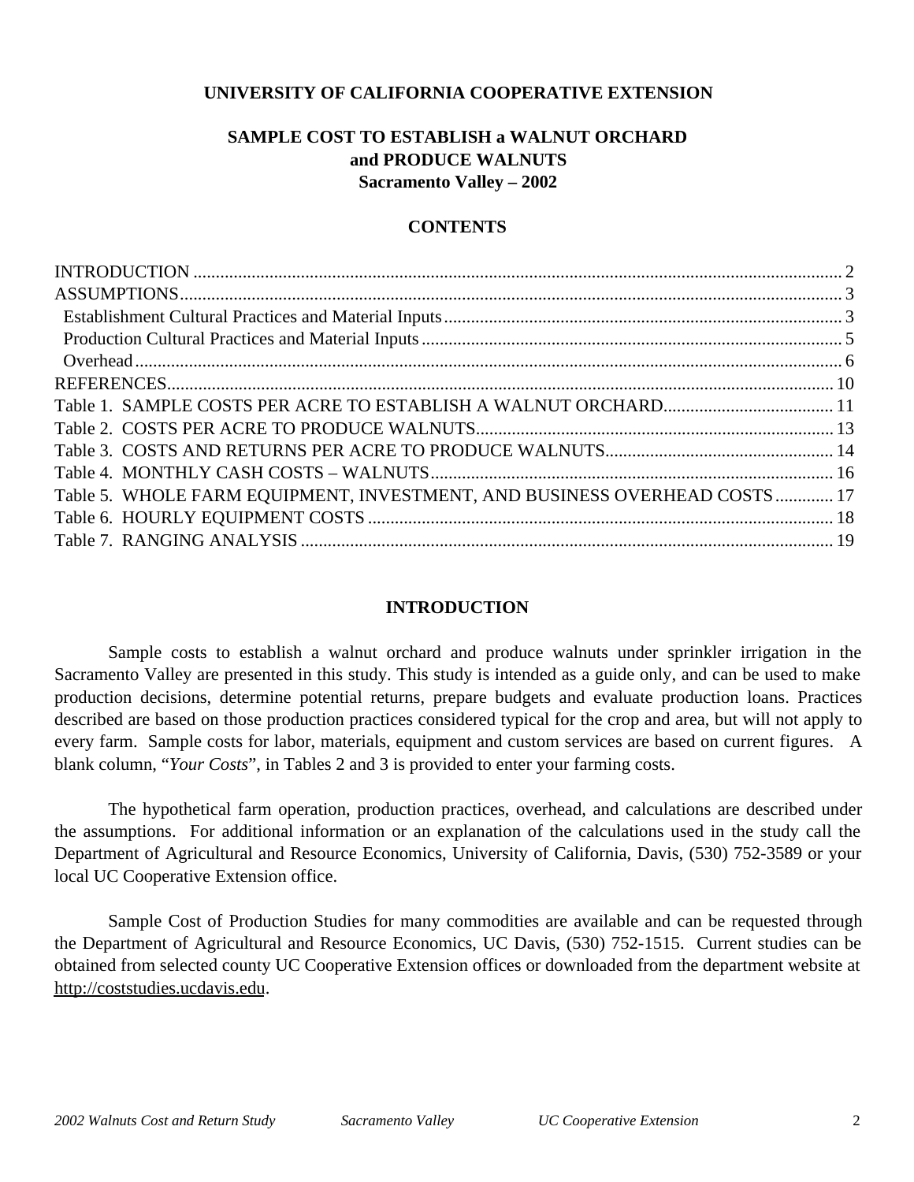**UNIVERSITY OF CALIFORNIA COOPERATIVE EXTENSION**

# SAMPLE COST TO ESTABLISH a WALNUT ORCHARD and PRODUCE WALNUTS Sacramento Valley – 2002

## CONTENTS

INTRODUCTION ........ 2
ASSUMPTIONS ........ 3
 Establishment Cultural Practices and Material Inputs ........ 3
 Production Cultural Practices and Material Inputs ........ 5
 Overhead ........ 6
REFERENCES ........ 10
Table 1. SAMPLE COSTS PER ACRE TO ESTABLISH A WALNUT ORCHARD ........ 11
Table 2. COSTS PER ACRE TO PRODUCE WALNUTS ........ 13
Table 3. COSTS AND RETURNS PER ACRE TO PRODUCE WALNUTS ........ 14
Table 4. MONTHLY CASH COSTS – WALNUTS ........ 16
Table 5. WHOLE FARM EQUIPMENT, INVESTMENT, AND BUSINESS OVERHEAD COSTS ........ 17
Table 6. HOURLY EQUIPMENT COSTS ........ 18
Table 7. RANGING ANALYSIS ........ 19

## INTRODUCTION

Sample costs to establish a walnut orchard and produce walnuts under sprinkler irrigation in the Sacramento Valley are presented in this study. This study is intended as a guide only, and can be used to make production decisions, determine potential returns, prepare budgets and evaluate production loans. Practices described are based on those production practices considered typical for the crop and area, but will not apply to every farm. Sample costs for labor, materials, equipment and custom services are based on current figures. A blank column, "*Your Costs*", in Tables 2 and 3 is provided to enter your farming costs.

The hypothetical farm operation, production practices, overhead, and calculations are described under the assumptions. For additional information or an explanation of the calculations used in the study call the Department of Agricultural and Resource Economics, University of California, Davis, (530) 752-3589 or your local UC Cooperative Extension office.

Sample Cost of Production Studies for many commodities are available and can be requested through the Department of Agricultural and Resource Economics, UC Davis, (530) 752-1515. Current studies can be obtained from selected county UC Cooperative Extension offices or downloaded from the department website at http://coststudies.ucdavis.edu.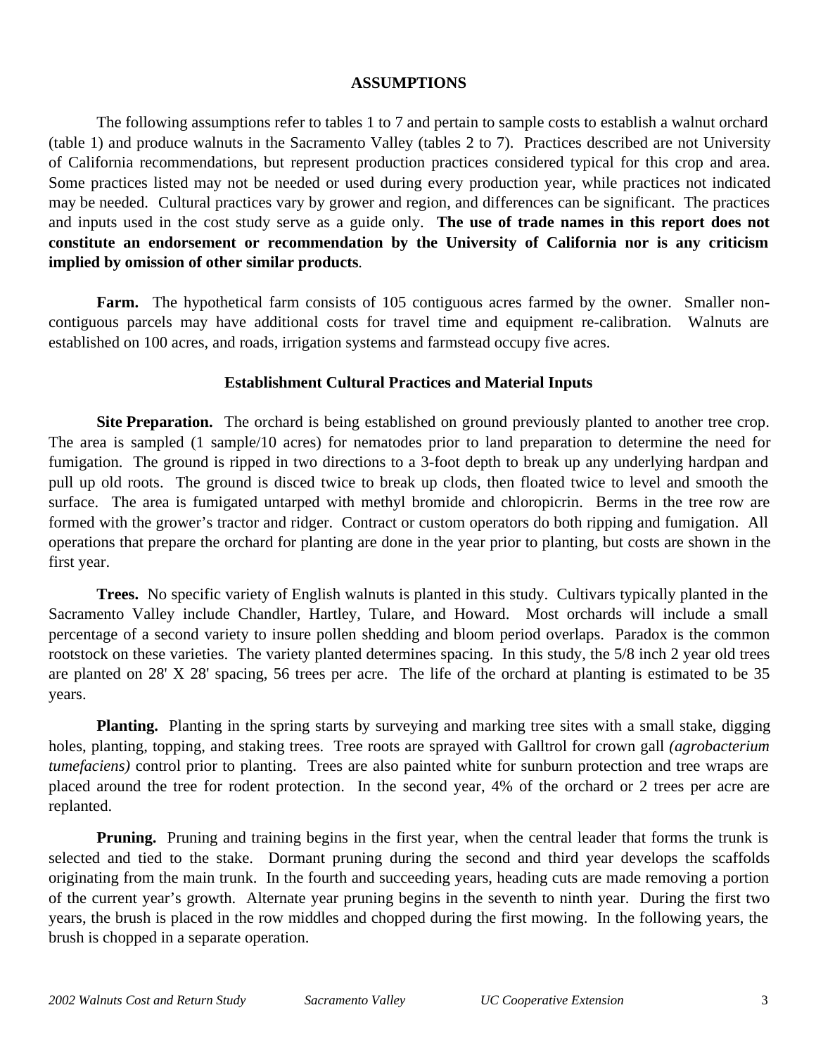## ASSUMPTIONS

The following assumptions refer to tables 1 to 7 and pertain to sample costs to establish a walnut orchard (table 1) and produce walnuts in the Sacramento Valley (tables 2 to 7). Practices described are not University of California recommendations, but represent production practices considered typical for this crop and area. Some practices listed may not be needed or used during every production year, while practices not indicated may be needed. Cultural practices vary by grower and region, and differences can be significant. The practices and inputs used in the cost study serve as a guide only. **The use of trade names in this report does not constitute an endorsement or recommendation by the University of California nor is any criticism implied by omission of other similar products**.

**Farm.** The hypothetical farm consists of 105 contiguous acres farmed by the owner. Smaller non-contiguous parcels may have additional costs for travel time and equipment re-calibration. Walnuts are established on 100 acres, and roads, irrigation systems and farmstead occupy five acres.

### Establishment Cultural Practices and Material Inputs

**Site Preparation.** The orchard is being established on ground previously planted to another tree crop. The area is sampled (1 sample/10 acres) for nematodes prior to land preparation to determine the need for fumigation. The ground is ripped in two directions to a 3-foot depth to break up any underlying hardpan and pull up old roots. The ground is disced twice to break up clods, then floated twice to level and smooth the surface. The area is fumigated untarped with methyl bromide and chloropicrin. Berms in the tree row are formed with the grower's tractor and ridger. Contract or custom operators do both ripping and fumigation. All operations that prepare the orchard for planting are done in the year prior to planting, but costs are shown in the first year.

**Trees.** No specific variety of English walnuts is planted in this study. Cultivars typically planted in the Sacramento Valley include Chandler, Hartley, Tulare, and Howard. Most orchards will include a small percentage of a second variety to insure pollen shedding and bloom period overlaps. Paradox is the common rootstock on these varieties. The variety planted determines spacing. In this study, the 5/8 inch 2 year old trees are planted on 28' X 28' spacing, 56 trees per acre. The life of the orchard at planting is estimated to be 35 years.

**Planting.** Planting in the spring starts by surveying and marking tree sites with a small stake, digging holes, planting, topping, and staking trees. Tree roots are sprayed with Galltrol for crown gall *(agrobacterium tumefaciens)* control prior to planting. Trees are also painted white for sunburn protection and tree wraps are placed around the tree for rodent protection. In the second year, 4% of the orchard or 2 trees per acre are replanted.

**Pruning.** Pruning and training begins in the first year, when the central leader that forms the trunk is selected and tied to the stake. Dormant pruning during the second and third year develops the scaffolds originating from the main trunk. In the fourth and succeeding years, heading cuts are made removing a portion of the current year's growth. Alternate year pruning begins in the seventh to ninth year. During the first two years, the brush is placed in the row middles and chopped during the first mowing. In the following years, the brush is chopped in a separate operation.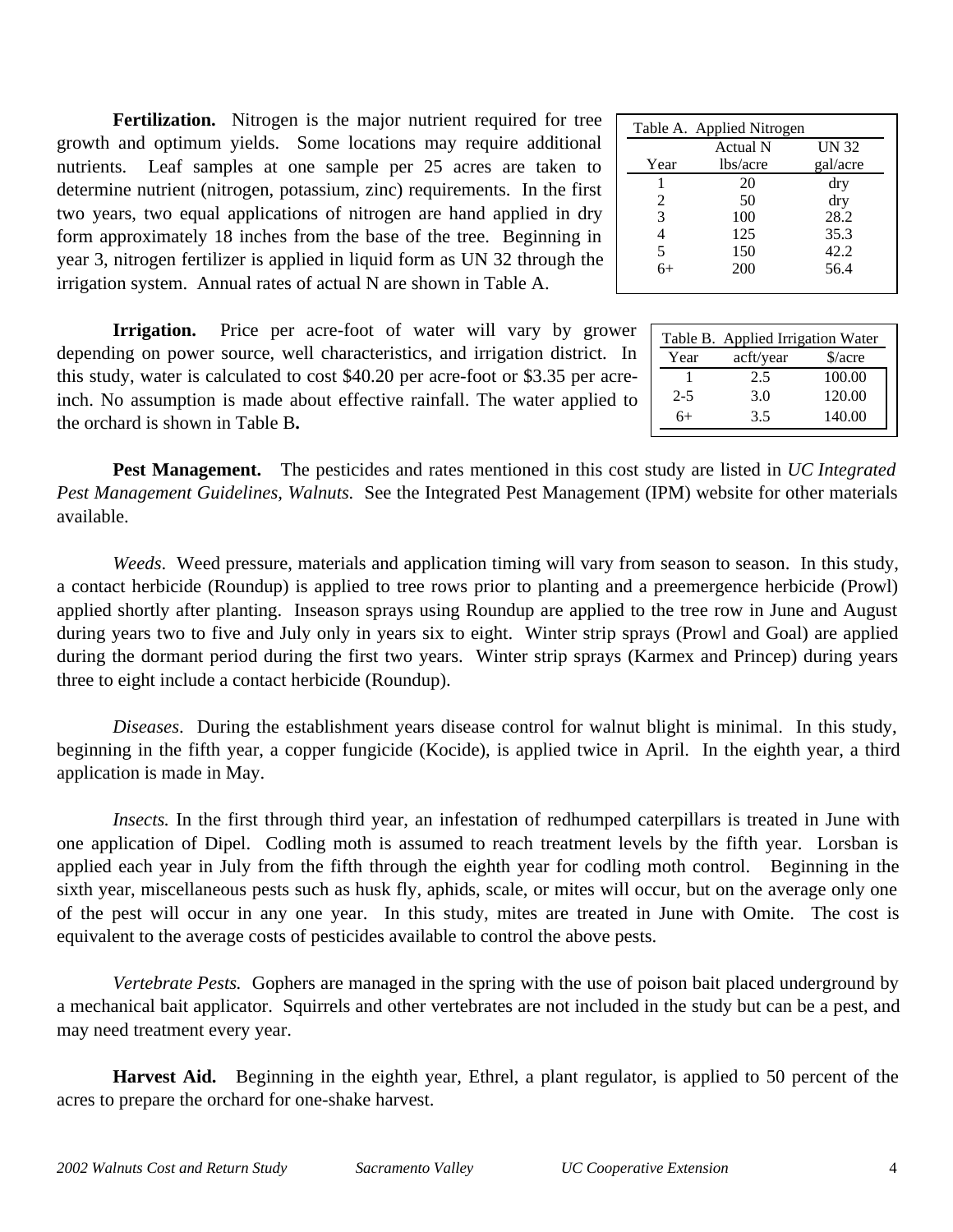**Fertilization.** Nitrogen is the major nutrient required for tree growth and optimum yields. Some locations may require additional nutrients. Leaf samples at one sample per 25 acres are taken to determine nutrient (nitrogen, potassium, zinc) requirements. In the first two years, two equal applications of nitrogen are hand applied in dry form approximately 18 inches from the base of the tree. Beginning in year 3, nitrogen fertilizer is applied in liquid form as UN 32 through the irrigation system. Annual rates of actual N are shown in Table A.

Table A. Applied Nitrogen

| Year | Actual N lbs/acre | UN 32 gal/acre |
|---|---|---|
| 1 | 20 | dry |
| 2 | 50 | dry |
| 3 | 100 | 28.2 |
| 4 | 125 | 35.3 |
| 5 | 150 | 42.2 |
| 6+ | 200 | 56.4 |

**Irrigation.** Price per acre-foot of water will vary by grower depending on power source, well characteristics, and irrigation district. In this study, water is calculated to cost $40.20 per acre-foot or $3.35 per acre-inch. No assumption is made about effective rainfall. The water applied to the orchard is shown in Table B.

Table B. Applied Irrigation Water

| Year | acft/year | $/acre |
|---|---|---|
| 1 | 2.5 | 100.00 |
| 2-5 | 3.0 | 120.00 |
| 6+ | 3.5 | 140.00 |

**Pest Management.** The pesticides and rates mentioned in this cost study are listed in *UC Integrated Pest Management Guidelines, Walnuts.* See the Integrated Pest Management (IPM) website for other materials available.

*Weeds*. Weed pressure, materials and application timing will vary from season to season. In this study, a contact herbicide (Roundup) is applied to tree rows prior to planting and a preemergence herbicide (Prowl) applied shortly after planting. Inseason sprays using Roundup are applied to the tree row in June and August during years two to five and July only in years six to eight. Winter strip sprays (Prowl and Goal) are applied during the dormant period during the first two years. Winter strip sprays (Karmex and Princep) during years three to eight include a contact herbicide (Roundup).

*Diseases*. During the establishment years disease control for walnut blight is minimal. In this study, beginning in the fifth year, a copper fungicide (Kocide), is applied twice in April. In the eighth year, a third application is made in May.

*Insects.* In the first through third year, an infestation of redhumped caterpillars is treated in June with one application of Dipel. Codling moth is assumed to reach treatment levels by the fifth year. Lorsban is applied each year in July from the fifth through the eighth year for codling moth control. Beginning in the sixth year, miscellaneous pests such as husk fly, aphids, scale, or mites will occur, but on the average only one of the pest will occur in any one year. In this study, mites are treated in June with Omite. The cost is equivalent to the average costs of pesticides available to control the above pests.

*Vertebrate Pests.* Gophers are managed in the spring with the use of poison bait placed underground by a mechanical bait applicator. Squirrels and other vertebrates are not included in the study but can be a pest, and may need treatment every year.

**Harvest Aid.** Beginning in the eighth year, Ethrel, a plant regulator, is applied to 50 percent of the acres to prepare the orchard for one-shake harvest.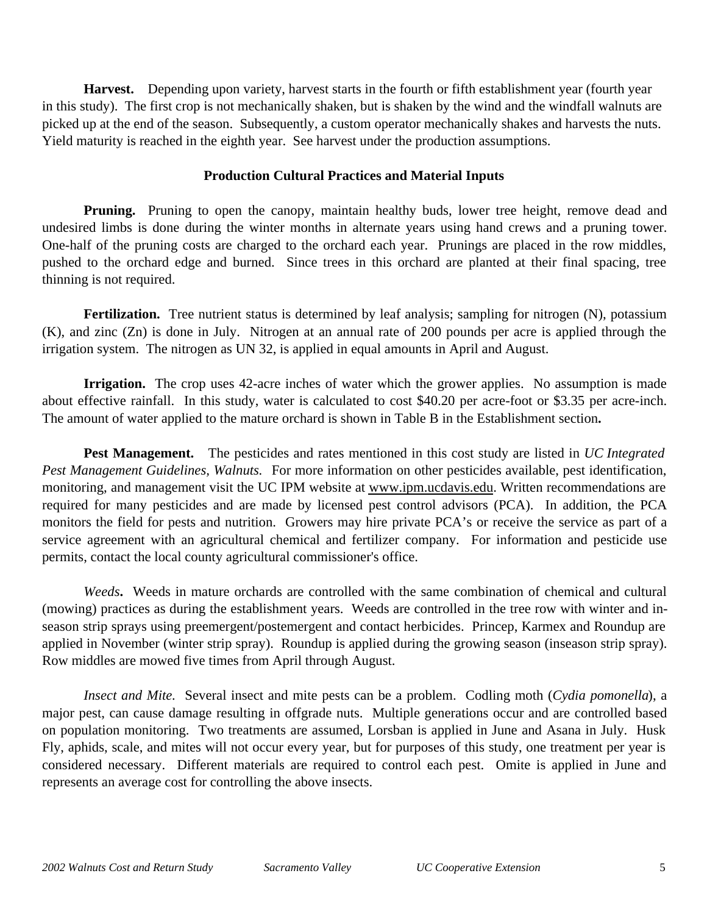**Harvest.** Depending upon variety, harvest starts in the fourth or fifth establishment year (fourth year in this study). The first crop is not mechanically shaken, but is shaken by the wind and the windfall walnuts are picked up at the end of the season. Subsequently, a custom operator mechanically shakes and harvests the nuts. Yield maturity is reached in the eighth year. See harvest under the production assumptions.

## Production Cultural Practices and Material Inputs

**Pruning.** Pruning to open the canopy, maintain healthy buds, lower tree height, remove dead and undesired limbs is done during the winter months in alternate years using hand crews and a pruning tower. One-half of the pruning costs are charged to the orchard each year. Prunings are placed in the row middles, pushed to the orchard edge and burned. Since trees in this orchard are planted at their final spacing, tree thinning is not required.

**Fertilization.** Tree nutrient status is determined by leaf analysis; sampling for nitrogen (N), potassium (K), and zinc (Zn) is done in July. Nitrogen at an annual rate of 200 pounds per acre is applied through the irrigation system. The nitrogen as UN 32, is applied in equal amounts in April and August.

**Irrigation.** The crop uses 42-acre inches of water which the grower applies. No assumption is made about effective rainfall. In this study, water is calculated to cost $40.20 per acre-foot or $3.35 per acre-inch. The amount of water applied to the mature orchard is shown in Table B in the Establishment section**.**

**Pest Management.** The pesticides and rates mentioned in this cost study are listed in *UC Integrated Pest Management Guidelines, Walnuts.* For more information on other pesticides available, pest identification, monitoring, and management visit the UC IPM website at www.ipm.ucdavis.edu. Written recommendations are required for many pesticides and are made by licensed pest control advisors (PCA). In addition, the PCA monitors the field for pests and nutrition. Growers may hire private PCA's or receive the service as part of a service agreement with an agricultural chemical and fertilizer company. For information and pesticide use permits, contact the local county agricultural commissioner's office.

*Weeds***.** Weeds in mature orchards are controlled with the same combination of chemical and cultural (mowing) practices as during the establishment years. Weeds are controlled in the tree row with winter and in-season strip sprays using preemergent/postemergent and contact herbicides. Princep, Karmex and Roundup are applied in November (winter strip spray). Roundup is applied during the growing season (inseason strip spray). Row middles are mowed five times from April through August.

*Insect and Mite.* Several insect and mite pests can be a problem. Codling moth (*Cydia pomonella*), a major pest, can cause damage resulting in offgrade nuts. Multiple generations occur and are controlled based on population monitoring. Two treatments are assumed, Lorsban is applied in June and Asana in July. Husk Fly, aphids, scale, and mites will not occur every year, but for purposes of this study, one treatment per year is considered necessary. Different materials are required to control each pest. Omite is applied in June and represents an average cost for controlling the above insects.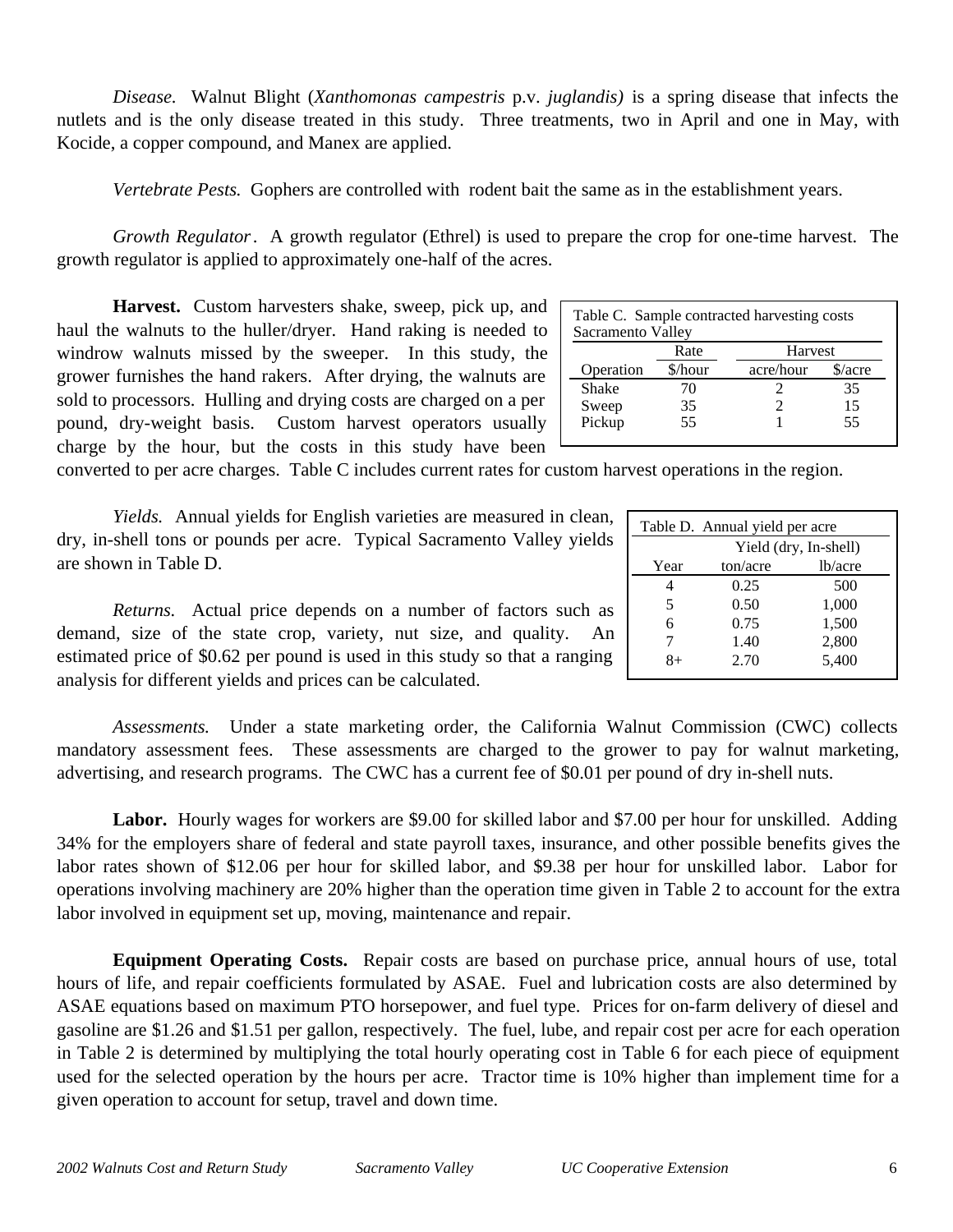*Disease.* Walnut Blight (*Xanthomonas campestris* p.v. *juglandis)* is a spring disease that infects the nutlets and is the only disease treated in this study. Three treatments, two in April and one in May, with Kocide, a copper compound, and Manex are applied.

*Vertebrate Pests.* Gophers are controlled with rodent bait the same as in the establishment years.

*Growth Regulator*. A growth regulator (Ethrel) is used to prepare the crop for one-time harvest. The growth regulator is applied to approximately one-half of the acres.

**Harvest.** Custom harvesters shake, sweep, pick up, and haul the walnuts to the huller/dryer. Hand raking is needed to windrow walnuts missed by the sweeper. In this study, the grower furnishes the hand rakers. After drying, the walnuts are sold to processors. Hulling and drying costs are charged on a per pound, dry-weight basis. Custom harvest operators usually charge by the hour, but the costs in this study have been converted to per acre charges. Table C includes current rates for custom harvest operations in the region.

Table C. Sample contracted harvesting costs Sacramento Valley

| | Rate | Harvest | |
|---|---|---|---|
| Operation | $/hour | acre/hour | $/acre |
| Shake | 70 | 2 | 35 |
| Sweep | 35 | 2 | 15 |
| Pickup | 55 | 1 | 55 |

*Yields.* Annual yields for English varieties are measured in clean, dry, in-shell tons or pounds per acre. Typical Sacramento Valley yields are shown in Table D.

Table D. Annual yield per acre

| | Yield (dry, In-shell) | |
|---|---|---|
| Year | ton/acre | lb/acre |
| 4 | 0.25 | 500 |
| 5 | 0.50 | 1,000 |
| 6 | 0.75 | 1,500 |
| 7 | 1.40 | 2,800 |
| 8+ | 2.70 | 5,400 |

*Returns.* Actual price depends on a number of factors such as demand, size of the state crop, variety, nut size, and quality. An estimated price of $0.62 per pound is used in this study so that a ranging analysis for different yields and prices can be calculated.

*Assessments.* Under a state marketing order, the California Walnut Commission (CWC) collects mandatory assessment fees. These assessments are charged to the grower to pay for walnut marketing, advertising, and research programs. The CWC has a current fee of $0.01 per pound of dry in-shell nuts.

**Labor.** Hourly wages for workers are $9.00 for skilled labor and $7.00 per hour for unskilled. Adding 34% for the employers share of federal and state payroll taxes, insurance, and other possible benefits gives the labor rates shown of $12.06 per hour for skilled labor, and $9.38 per hour for unskilled labor. Labor for operations involving machinery are 20% higher than the operation time given in Table 2 to account for the extra labor involved in equipment set up, moving, maintenance and repair.

**Equipment Operating Costs.** Repair costs are based on purchase price, annual hours of use, total hours of life, and repair coefficients formulated by ASAE. Fuel and lubrication costs are also determined by ASAE equations based on maximum PTO horsepower, and fuel type. Prices for on-farm delivery of diesel and gasoline are $1.26 and $1.51 per gallon, respectively. The fuel, lube, and repair cost per acre for each operation in Table 2 is determined by multiplying the total hourly operating cost in Table 6 for each piece of equipment used for the selected operation by the hours per acre. Tractor time is 10% higher than implement time for a given operation to account for setup, travel and down time.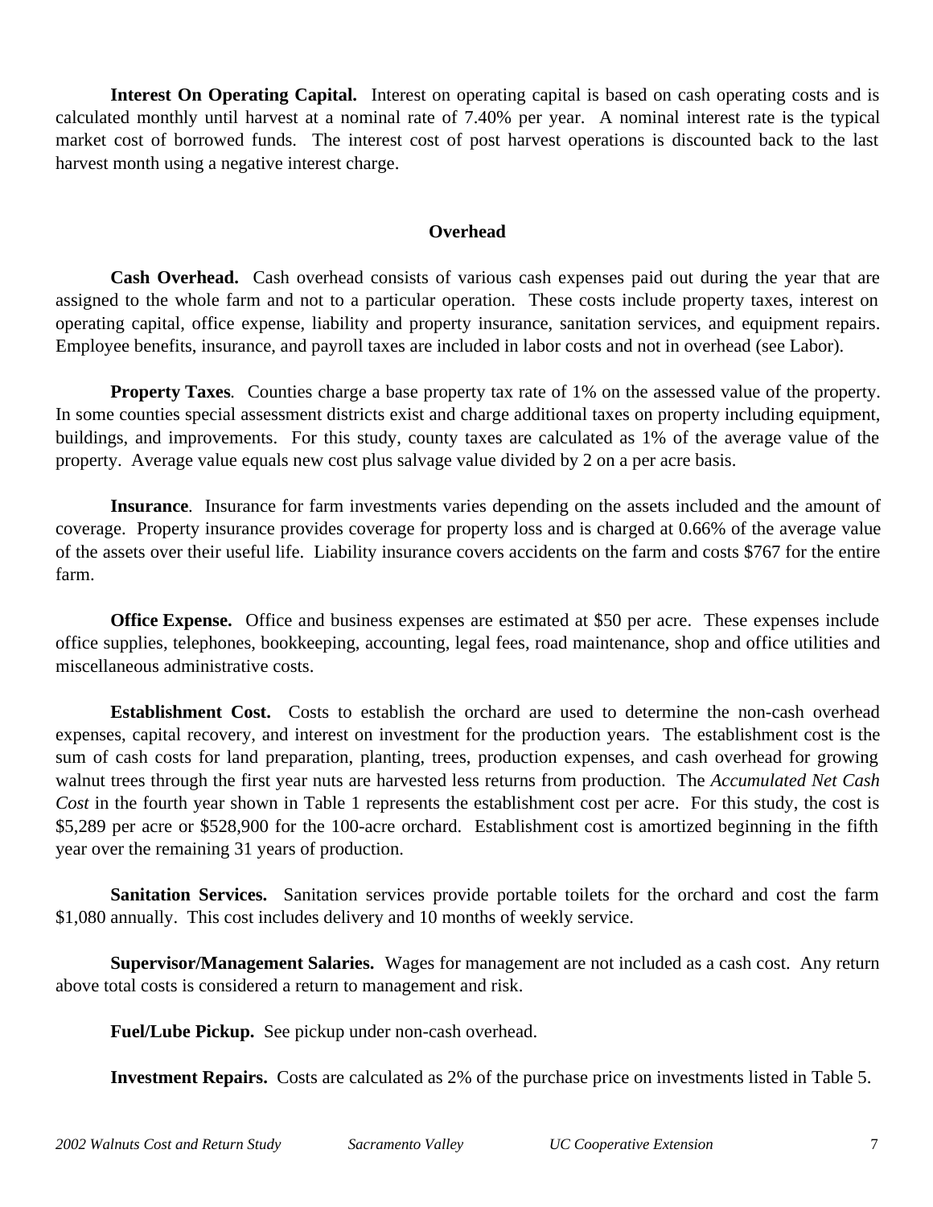**Interest On Operating Capital.** Interest on operating capital is based on cash operating costs and is calculated monthly until harvest at a nominal rate of 7.40% per year. A nominal interest rate is the typical market cost of borrowed funds. The interest cost of post harvest operations is discounted back to the last harvest month using a negative interest charge.

## Overhead

**Cash Overhead.** Cash overhead consists of various cash expenses paid out during the year that are assigned to the whole farm and not to a particular operation. These costs include property taxes, interest on operating capital, office expense, liability and property insurance, sanitation services, and equipment repairs. Employee benefits, insurance, and payroll taxes are included in labor costs and not in overhead (see Labor).

**Property Taxes**. Counties charge a base property tax rate of 1% on the assessed value of the property. In some counties special assessment districts exist and charge additional taxes on property including equipment, buildings, and improvements. For this study, county taxes are calculated as 1% of the average value of the property. Average value equals new cost plus salvage value divided by 2 on a per acre basis.

**Insurance**. Insurance for farm investments varies depending on the assets included and the amount of coverage. Property insurance provides coverage for property loss and is charged at 0.66% of the average value of the assets over their useful life. Liability insurance covers accidents on the farm and costs $767 for the entire farm.

**Office Expense.** Office and business expenses are estimated at $50 per acre. These expenses include office supplies, telephones, bookkeeping, accounting, legal fees, road maintenance, shop and office utilities and miscellaneous administrative costs.

**Establishment Cost.** Costs to establish the orchard are used to determine the non-cash overhead expenses, capital recovery, and interest on investment for the production years. The establishment cost is the sum of cash costs for land preparation, planting, trees, production expenses, and cash overhead for growing walnut trees through the first year nuts are harvested less returns from production. The *Accumulated Net Cash Cost* in the fourth year shown in Table 1 represents the establishment cost per acre. For this study, the cost is $5,289 per acre or $528,900 for the 100-acre orchard. Establishment cost is amortized beginning in the fifth year over the remaining 31 years of production.

**Sanitation Services.** Sanitation services provide portable toilets for the orchard and cost the farm $1,080 annually. This cost includes delivery and 10 months of weekly service.

**Supervisor/Management Salaries.** Wages for management are not included as a cash cost. Any return above total costs is considered a return to management and risk.

**Fuel/Lube Pickup.** See pickup under non-cash overhead.

**Investment Repairs.** Costs are calculated as 2% of the purchase price on investments listed in Table 5.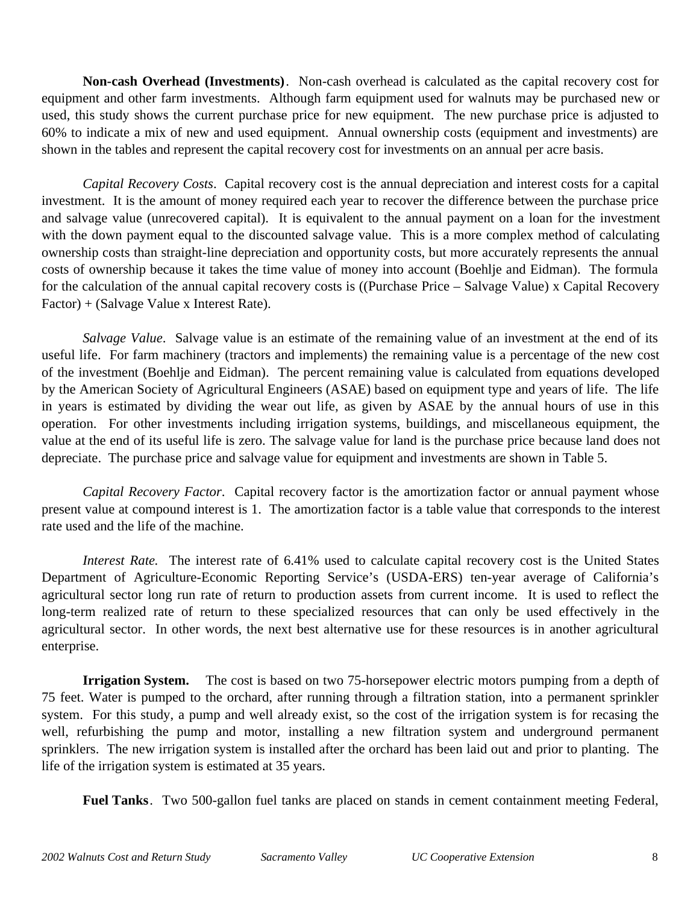**Non-cash Overhead (Investments)**. Non-cash overhead is calculated as the capital recovery cost for equipment and other farm investments. Although farm equipment used for walnuts may be purchased new or used, this study shows the current purchase price for new equipment. The new purchase price is adjusted to 60% to indicate a mix of new and used equipment. Annual ownership costs (equipment and investments) are shown in the tables and represent the capital recovery cost for investments on an annual per acre basis.

*Capital Recovery Costs*. Capital recovery cost is the annual depreciation and interest costs for a capital investment. It is the amount of money required each year to recover the difference between the purchase price and salvage value (unrecovered capital). It is equivalent to the annual payment on a loan for the investment with the down payment equal to the discounted salvage value. This is a more complex method of calculating ownership costs than straight-line depreciation and opportunity costs, but more accurately represents the annual costs of ownership because it takes the time value of money into account (Boehlje and Eidman). The formula for the calculation of the annual capital recovery costs is ((Purchase Price – Salvage Value) x Capital Recovery Factor) + (Salvage Value x Interest Rate).

*Salvage Value*. Salvage value is an estimate of the remaining value of an investment at the end of its useful life. For farm machinery (tractors and implements) the remaining value is a percentage of the new cost of the investment (Boehlje and Eidman). The percent remaining value is calculated from equations developed by the American Society of Agricultural Engineers (ASAE) based on equipment type and years of life. The life in years is estimated by dividing the wear out life, as given by ASAE by the annual hours of use in this operation. For other investments including irrigation systems, buildings, and miscellaneous equipment, the value at the end of its useful life is zero. The salvage value for land is the purchase price because land does not depreciate. The purchase price and salvage value for equipment and investments are shown in Table 5.

*Capital Recovery Factor*. Capital recovery factor is the amortization factor or annual payment whose present value at compound interest is 1. The amortization factor is a table value that corresponds to the interest rate used and the life of the machine.

*Interest Rate.* The interest rate of 6.41% used to calculate capital recovery cost is the United States Department of Agriculture-Economic Reporting Service's (USDA-ERS) ten-year average of California's agricultural sector long run rate of return to production assets from current income. It is used to reflect the long-term realized rate of return to these specialized resources that can only be used effectively in the agricultural sector. In other words, the next best alternative use for these resources is in another agricultural enterprise.

**Irrigation System.** The cost is based on two 75-horsepower electric motors pumping from a depth of 75 feet. Water is pumped to the orchard, after running through a filtration station, into a permanent sprinkler system. For this study, a pump and well already exist, so the cost of the irrigation system is for recasing the well, refurbishing the pump and motor, installing a new filtration system and underground permanent sprinklers. The new irrigation system is installed after the orchard has been laid out and prior to planting. The life of the irrigation system is estimated at 35 years.

**Fuel Tanks**. Two 500-gallon fuel tanks are placed on stands in cement containment meeting Federal,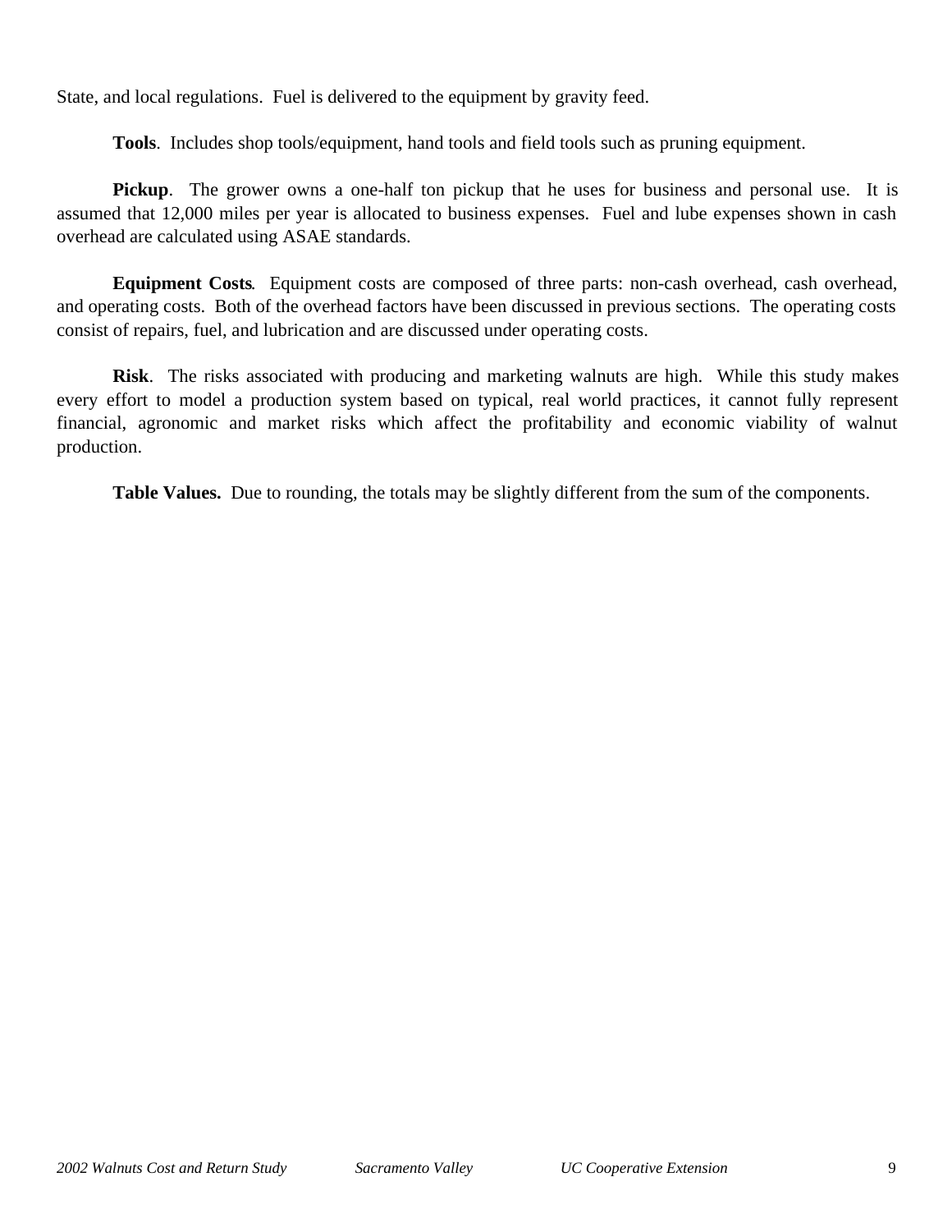State, and local regulations. Fuel is delivered to the equipment by gravity feed.

**Tools**. Includes shop tools/equipment, hand tools and field tools such as pruning equipment.

**Pickup**. The grower owns a one-half ton pickup that he uses for business and personal use. It is assumed that 12,000 miles per year is allocated to business expenses. Fuel and lube expenses shown in cash overhead are calculated using ASAE standards.

**Equipment Costs**. Equipment costs are composed of three parts: non-cash overhead, cash overhead, and operating costs. Both of the overhead factors have been discussed in previous sections. The operating costs consist of repairs, fuel, and lubrication and are discussed under operating costs.

**Risk**. The risks associated with producing and marketing walnuts are high. While this study makes every effort to model a production system based on typical, real world practices, it cannot fully represent financial, agronomic and market risks which affect the profitability and economic viability of walnut production.

**Table Values.** Due to rounding, the totals may be slightly different from the sum of the components.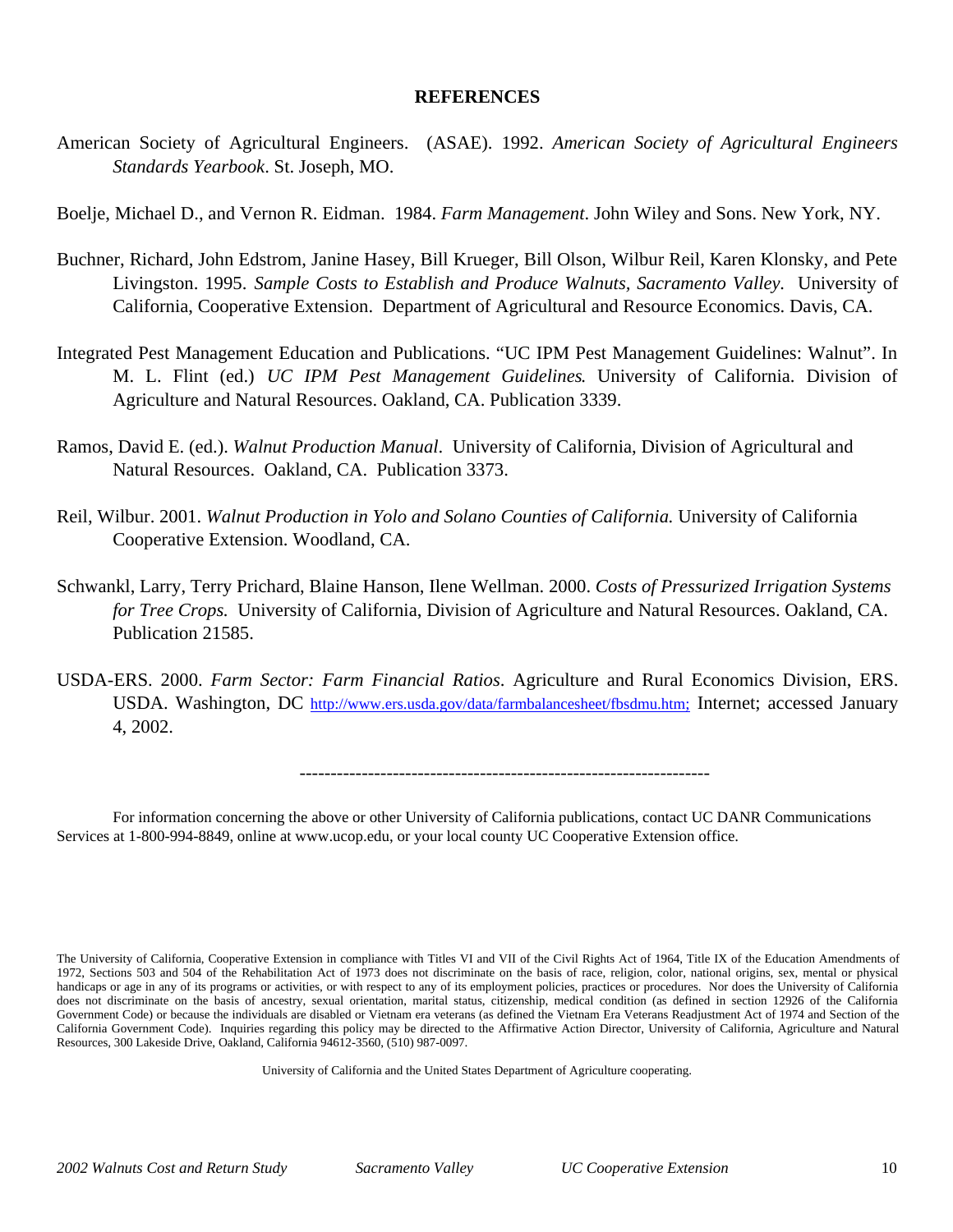## REFERENCES

American Society of Agricultural Engineers. (ASAE). 1992. *American Society of Agricultural Engineers Standards Yearbook*. St. Joseph, MO.

Boelje, Michael D., and Vernon R. Eidman. 1984. *Farm Management*. John Wiley and Sons. New York, NY.

Buchner, Richard, John Edstrom, Janine Hasey, Bill Krueger, Bill Olson, Wilbur Reil, Karen Klonsky, and Pete Livingston. 1995. *Sample Costs to Establish and Produce Walnuts, Sacramento Valley*. University of California, Cooperative Extension. Department of Agricultural and Resource Economics. Davis, CA.

Integrated Pest Management Education and Publications. "UC IPM Pest Management Guidelines: Walnut". In M. L. Flint (ed.) *UC IPM Pest Management Guidelines*. University of California. Division of Agriculture and Natural Resources. Oakland, CA. Publication 3339.

Ramos, David E. (ed.). *Walnut Production Manual*. University of California, Division of Agricultural and Natural Resources. Oakland, CA. Publication 3373.

Reil, Wilbur. 2001. *Walnut Production in Yolo and Solano Counties of California.* University of California Cooperative Extension. Woodland, CA.

Schwankl, Larry, Terry Prichard, Blaine Hanson, Ilene Wellman. 2000. *Costs of Pressurized Irrigation Systems for Tree Crops.* University of California, Division of Agriculture and Natural Resources. Oakland, CA. Publication 21585.

USDA-ERS. 2000. *Farm Sector: Farm Financial Ratios*. Agriculture and Rural Economics Division, ERS. USDA. Washington, DC http://www.ers.usda.gov/data/farmbalancesheet/fbsdmu.htm; Internet; accessed January 4, 2002.

---

For information concerning the above or other University of California publications, contact UC DANR Communications Services at 1-800-994-8849, online at www.ucop.edu, or your local county UC Cooperative Extension office.

The University of California, Cooperative Extension in compliance with Titles VI and VII of the Civil Rights Act of 1964, Title IX of the Education Amendments of 1972, Sections 503 and 504 of the Rehabilitation Act of 1973 does not discriminate on the basis of race, religion, color, national origins, sex, mental or physical handicaps or age in any of its programs or activities, or with respect to any of its employment policies, practices or procedures. Nor does the University of California does not discriminate on the basis of ancestry, sexual orientation, marital status, citizenship, medical condition (as defined in section 12926 of the California Government Code) or because the individuals are disabled or Vietnam era veterans (as defined the Vietnam Era Veterans Readjustment Act of 1974 and Section of the California Government Code). Inquiries regarding this policy may be directed to the Affirmative Action Director, University of California, Agriculture and Natural Resources, 300 Lakeside Drive, Oakland, California 94612-3560, (510) 987-0097.

University of California and the United States Department of Agriculture cooperating.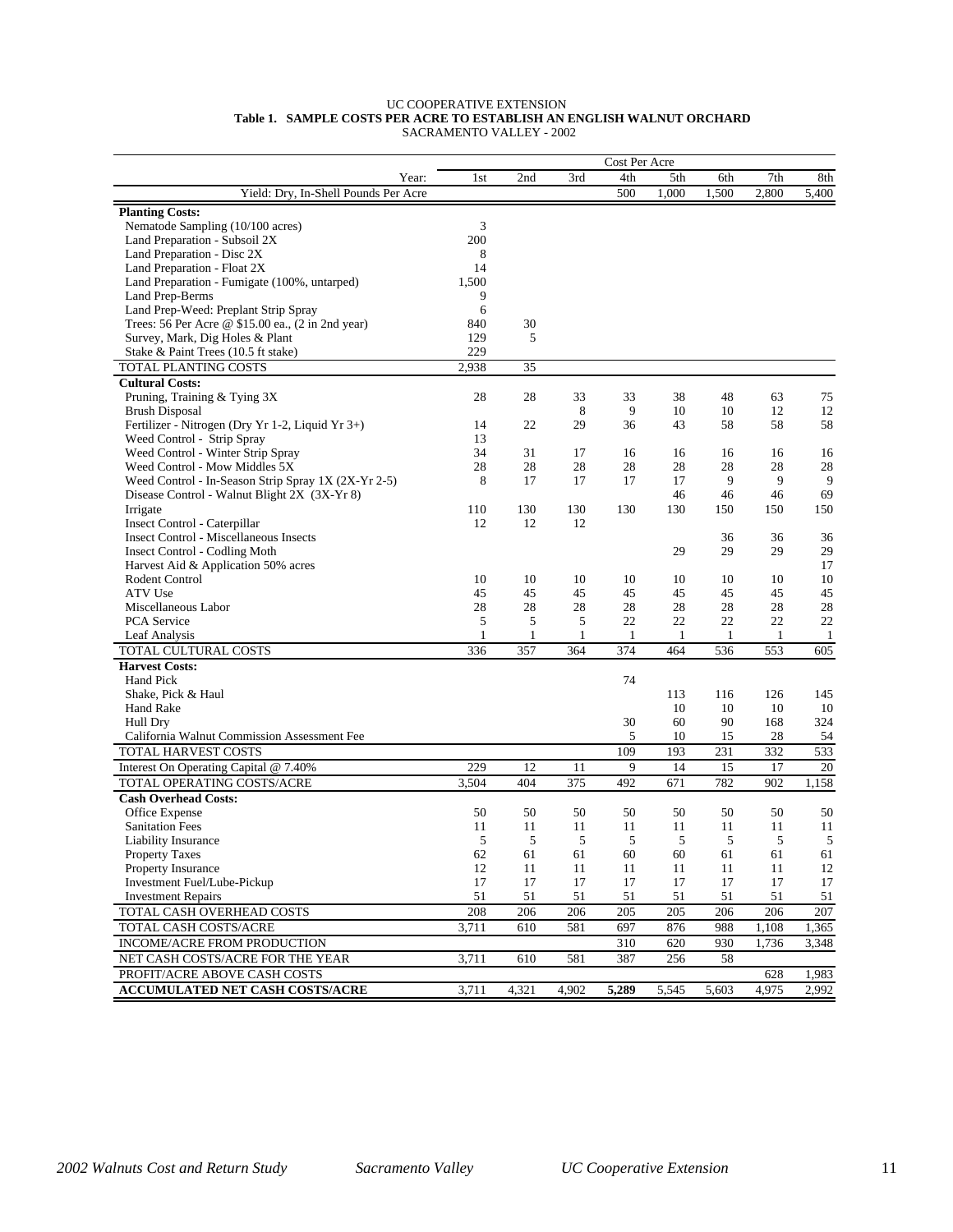UC COOPERATIVE EXTENSION

**Table 1. SAMPLE COSTS PER ACRE TO ESTABLISH AN ENGLISH WALNUT ORCHARD**

SACRAMENTO VALLEY - 2002

| | Cost Per Acre | | | | | | | |
|---|---|---|---|---|---|---|---|---|
| Year: | 1st | 2nd | 3rd | 4th | 5th | 6th | 7th | 8th |
| Yield: Dry, In-Shell Pounds Per Acre | | | | 500 | 1,000 | 1,500 | 2,800 | 5,400 |
| **Planting Costs:** | | | | | | | | |
| Nematode Sampling (10/100 acres) | 3 | | | | | | | |
| Land Preparation - Subsoil 2X | 200 | | | | | | | |
| Land Preparation - Disc 2X | 8 | | | | | | | |
| Land Preparation - Float 2X | 14 | | | | | | | |
| Land Preparation - Fumigate (100%, untarped) | 1,500 | | | | | | | |
| Land Prep-Berms | 9 | | | | | | | |
| Land Prep-Weed: Preplant Strip Spray | 6 | | | | | | | |
| Trees: 56 Per Acre @ $15.00 ea., (2 in 2nd year) | 840 | 30 | | | | | | |
| Survey, Mark, Dig Holes & Plant | 129 | 5 | | | | | | |
| Stake & Paint Trees (10.5 ft stake) | 229 | | | | | | | |
| TOTAL PLANTING COSTS | 2,938 | 35 | | | | | | |
| **Cultural Costs:** | | | | | | | | |
| Pruning, Training & Tying 3X | 28 | 28 | 33 | 33 | 38 | 48 | 63 | 75 |
| Brush Disposal | | | 8 | 9 | 10 | 10 | 12 | 12 |
| Fertilizer - Nitrogen (Dry Yr 1-2, Liquid Yr 3+) | 14 | 22 | 29 | 36 | 43 | 58 | 58 | 58 |
| Weed Control - Strip Spray | 13 | | | | | | | |
| Weed Control - Winter Strip Spray | 34 | 31 | 17 | 16 | 16 | 16 | 16 | 16 |
| Weed Control - Mow Middles 5X | 28 | 28 | 28 | 28 | 28 | 28 | 28 | 28 |
| Weed Control - In-Season Strip Spray 1X (2X-Yr 2-5) | 8 | 17 | 17 | 17 | 17 | 9 | 9 | 9 |
| Disease Control - Walnut Blight 2X (3X-Yr 8) | | | | | 46 | 46 | 46 | 69 |
| Irrigate | 110 | 130 | 130 | 130 | 130 | 150 | 150 | 150 |
| Insect Control - Caterpillar | 12 | 12 | 12 | | | | | |
| Insect Control - Miscellaneous Insects | | | | | | 36 | 36 | 36 |
| Insect Control - Codling Moth | | | | | 29 | 29 | 29 | 29 |
| Harvest Aid & Application 50% acres | | | | | | | | 17 |
| Rodent Control | 10 | 10 | 10 | 10 | 10 | 10 | 10 | 10 |
| ATV Use | 45 | 45 | 45 | 45 | 45 | 45 | 45 | 45 |
| Miscellaneous Labor | 28 | 28 | 28 | 28 | 28 | 28 | 28 | 28 |
| PCA Service | 5 | 5 | 5 | 22 | 22 | 22 | 22 | 22 |
| Leaf Analysis | 1 | 1 | 1 | 1 | 1 | 1 | 1 | 1 |
| TOTAL CULTURAL COSTS | 336 | 357 | 364 | 374 | 464 | 536 | 553 | 605 |
| **Harvest Costs:** | | | | | | | | |
| Hand Pick | | | | 74 | | | | |
| Shake, Pick & Haul | | | | | 113 | 116 | 126 | 145 |
| Hand Rake | | | | | 10 | 10 | 10 | 10 |
| Hull Dry | | | | 30 | 60 | 90 | 168 | 324 |
| California Walnut Commission Assessment Fee | | | | 5 | 10 | 15 | 28 | 54 |
| TOTAL HARVEST COSTS | | | | 109 | 193 | 231 | 332 | 533 |
| Interest On Operating Capital @ 7.40% | 229 | 12 | 11 | 9 | 14 | 15 | 17 | 20 |
| TOTAL OPERATING COSTS/ACRE | 3,504 | 404 | 375 | 492 | 671 | 782 | 902 | 1,158 |
| **Cash Overhead Costs:** | | | | | | | | |
| Office Expense | 50 | 50 | 50 | 50 | 50 | 50 | 50 | 50 |
| Sanitation Fees | 11 | 11 | 11 | 11 | 11 | 11 | 11 | 11 |
| Liability Insurance | 5 | 5 | 5 | 5 | 5 | 5 | 5 | 5 |
| Property Taxes | 62 | 61 | 61 | 60 | 60 | 61 | 61 | 61 |
| Property Insurance | 12 | 11 | 11 | 11 | 11 | 11 | 11 | 12 |
| Investment Fuel/Lube-Pickup | 17 | 17 | 17 | 17 | 17 | 17 | 17 | 17 |
| Investment Repairs | 51 | 51 | 51 | 51 | 51 | 51 | 51 | 51 |
| TOTAL CASH OVERHEAD COSTS | 208 | 206 | 206 | 205 | 205 | 206 | 206 | 207 |
| TOTAL CASH COSTS/ACRE | 3,711 | 610 | 581 | 697 | 876 | 988 | 1,108 | 1,365 |
| INCOME/ACRE FROM PRODUCTION | | | | 310 | 620 | 930 | 1,736 | 3,348 |
| NET CASH COSTS/ACRE FOR THE YEAR | 3,711 | 610 | 581 | 387 | 256 | 58 | | |
| PROFIT/ACRE ABOVE CASH COSTS | | | | | | | 628 | 1,983 |
| **ACCUMULATED NET CASH COSTS/ACRE** | 3,711 | 4,321 | 4,902 | **5,289** | 5,545 | 5,603 | 4,975 | 2,992 |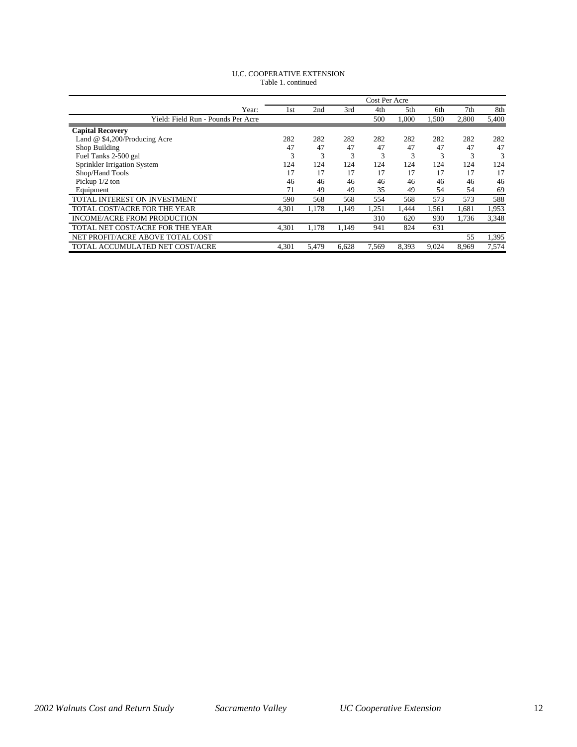U.C. COOPERATIVE EXTENSION
Table 1. continued

| | Cost Per Acre | | | | | | | |
|---|---|---|---|---|---|---|---|---|
| Year: | 1st | 2nd | 3rd | 4th | 5th | 6th | 7th | 8th |
| Yield: Field Run - Pounds Per Acre | | | | 500 | 1,000 | 1,500 | 2,800 | 5,400 |
| **Capital Recovery** | | | | | | | | |
| Land @ $4,200/Producing Acre | 282 | 282 | 282 | 282 | 282 | 282 | 282 | 282 |
| Shop Building | 47 | 47 | 47 | 47 | 47 | 47 | 47 | 47 |
| Fuel Tanks 2-500 gal | 3 | 3 | 3 | 3 | 3 | 3 | 3 | 3 |
| Sprinkler Irrigation System | 124 | 124 | 124 | 124 | 124 | 124 | 124 | 124 |
| Shop/Hand Tools | 17 | 17 | 17 | 17 | 17 | 17 | 17 | 17 |
| Pickup 1/2 ton | 46 | 46 | 46 | 46 | 46 | 46 | 46 | 46 |
| Equipment | 71 | 49 | 49 | 35 | 49 | 54 | 54 | 69 |
| TOTAL INTEREST ON INVESTMENT | 590 | 568 | 568 | 554 | 568 | 573 | 573 | 588 |
| TOTAL COST/ACRE FOR THE YEAR | 4,301 | 1,178 | 1,149 | 1,251 | 1,444 | 1,561 | 1,681 | 1,953 |
| INCOME/ACRE FROM PRODUCTION | | | | 310 | 620 | 930 | 1,736 | 3,348 |
| TOTAL NET COST/ACRE FOR THE YEAR | 4,301 | 1,178 | 1,149 | 941 | 824 | 631 | | |
| NET PROFIT/ACRE ABOVE TOTAL COST | | | | | | | 55 | 1,395 |
| TOTAL ACCUMULATED NET COST/ACRE | 4,301 | 5,479 | 6,628 | 7,569 | 8,393 | 9,024 | 8,969 | 7,574 |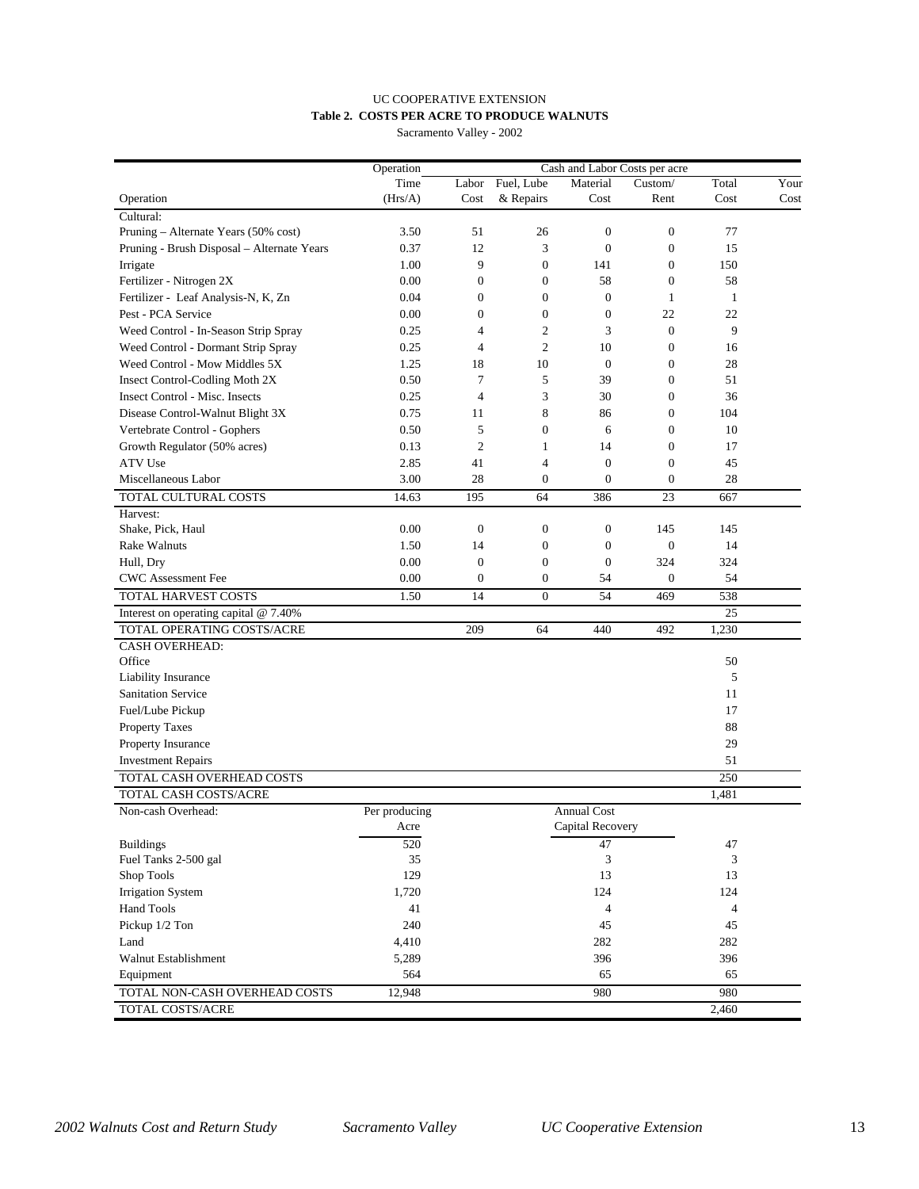UC COOPERATIVE EXTENSION

**Table 2. COSTS PER ACRE TO PRODUCE WALNUTS**

Sacramento Valley - 2002

| Operation | Operation Time (Hrs/A) | Labor Cost | Fuel, Lube & Repairs | Material Cost | Custom/ Rent | Total Cost | Your Cost |
|---|---|---|---|---|---|---|---|
| | | Cash and Labor Costs per acre | | | | | |
| Cultural: | | | | | | | |
| Pruning – Alternate Years (50% cost) | 3.50 | 51 | 26 | 0 | 0 | 77 | |
| Pruning - Brush Disposal – Alternate Years | 0.37 | 12 | 3 | 0 | 0 | 15 | |
| Irrigate | 1.00 | 9 | 0 | 141 | 0 | 150 | |
| Fertilizer - Nitrogen 2X | 0.00 | 0 | 0 | 58 | 0 | 58 | |
| Fertilizer - Leaf Analysis-N, K, Zn | 0.04 | 0 | 0 | 0 | 1 | 1 | |
| Pest - PCA Service | 0.00 | 0 | 0 | 0 | 22 | 22 | |
| Weed Control - In-Season Strip Spray | 0.25 | 4 | 2 | 3 | 0 | 9 | |
| Weed Control - Dormant Strip Spray | 0.25 | 4 | 2 | 10 | 0 | 16 | |
| Weed Control - Mow Middles 5X | 1.25 | 18 | 10 | 0 | 0 | 28 | |
| Insect Control-Codling Moth 2X | 0.50 | 7 | 5 | 39 | 0 | 51 | |
| Insect Control - Misc. Insects | 0.25 | 4 | 3 | 30 | 0 | 36 | |
| Disease Control-Walnut Blight 3X | 0.75 | 11 | 8 | 86 | 0 | 104 | |
| Vertebrate Control - Gophers | 0.50 | 5 | 0 | 6 | 0 | 10 | |
| Growth Regulator (50% acres) | 0.13 | 2 | 1 | 14 | 0 | 17 | |
| ATV Use | 2.85 | 41 | 4 | 0 | 0 | 45 | |
| Miscellaneous Labor | 3.00 | 28 | 0 | 0 | 0 | 28 | |
| TOTAL CULTURAL COSTS | 14.63 | 195 | 64 | 386 | 23 | 667 | |
| Harvest: | | | | | | | |
| Shake, Pick, Haul | 0.00 | 0 | 0 | 0 | 145 | 145 | |
| Rake Walnuts | 1.50 | 14 | 0 | 0 | 0 | 14 | |
| Hull, Dry | 0.00 | 0 | 0 | 0 | 324 | 324 | |
| CWC Assessment Fee | 0.00 | 0 | 0 | 54 | 0 | 54 | |
| TOTAL HARVEST COSTS | 1.50 | 14 | 0 | 54 | 469 | 538 | |
| Interest on operating capital @ 7.40% | | | | | | 25 | |
| TOTAL OPERATING COSTS/ACRE | | 209 | 64 | 440 | 492 | 1,230 | |
| CASH OVERHEAD: | | | | | | | |
| Office | | | | | | 50 | |
| Liability Insurance | | | | | | 5 | |
| Sanitation Service | | | | | | 11 | |
| Fuel/Lube Pickup | | | | | | 17 | |
| Property Taxes | | | | | | 88 | |
| Property Insurance | | | | | | 29 | |
| Investment Repairs | | | | | | 51 | |
| TOTAL CASH OVERHEAD COSTS | | | | | | 250 | |
| TOTAL CASH COSTS/ACRE | | | | | | 1,481 | |
| Non-cash Overhead: | Per producing Acre | | | Annual Cost Capital Recovery | | | |
| Buildings | 520 | | | 47 | | 47 | |
| Fuel Tanks 2-500 gal | 35 | | | 3 | | 3 | |
| Shop Tools | 129 | | | 13 | | 13 | |
| Irrigation System | 1,720 | | | 124 | | 124 | |
| Hand Tools | 41 | | | 4 | | 4 | |
| Pickup 1/2 Ton | 240 | | | 45 | | 45 | |
| Land | 4,410 | | | 282 | | 282 | |
| Walnut Establishment | 5,289 | | | 396 | | 396 | |
| Equipment | 564 | | | 65 | | 65 | |
| TOTAL NON-CASH OVERHEAD COSTS | 12,948 | | | 980 | | 980 | |
| TOTAL COSTS/ACRE | | | | | | 2,460 | |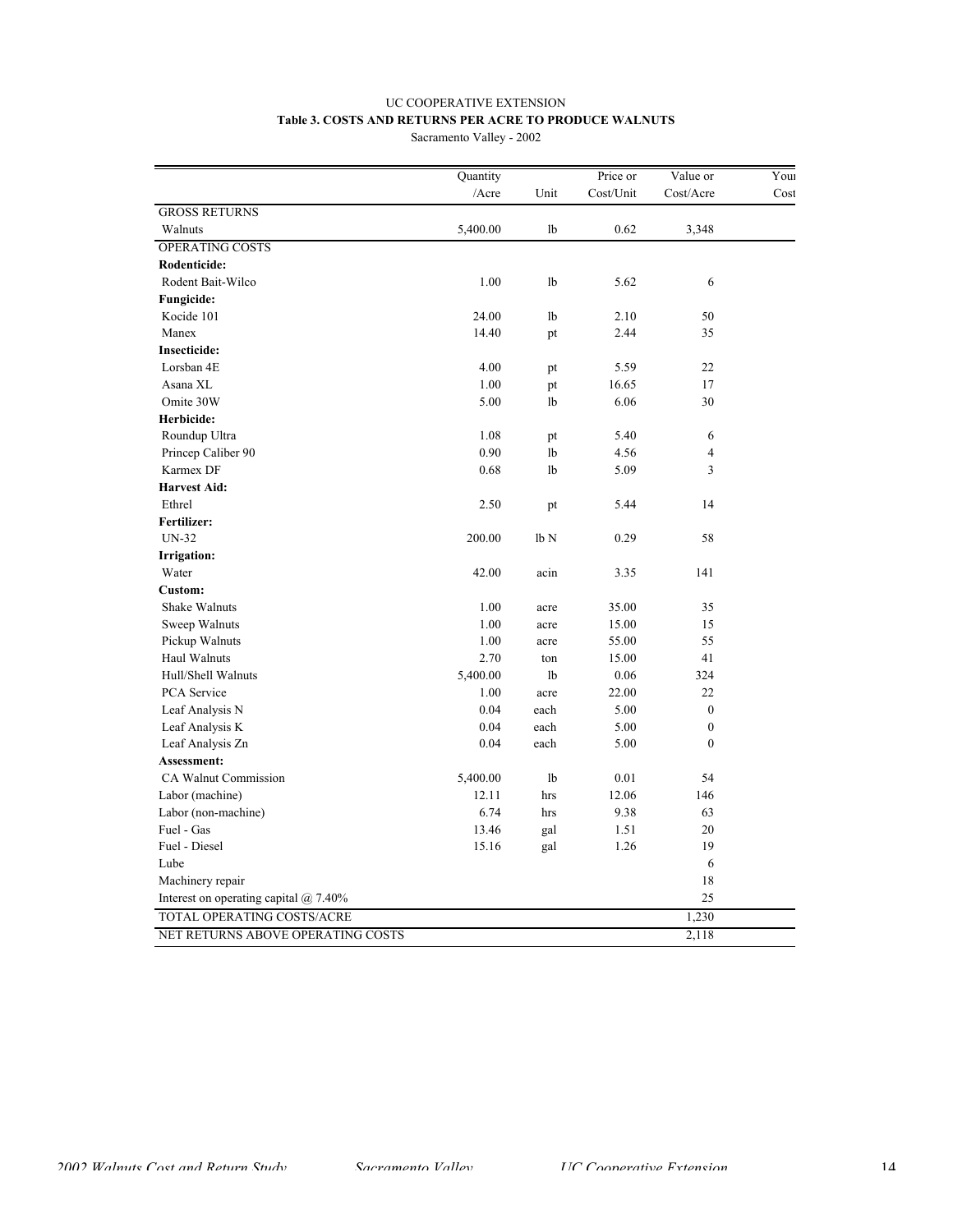UC COOPERATIVE EXTENSION

**Table 3. COSTS AND RETURNS PER ACRE TO PRODUCE WALNUTS**

Sacramento Valley - 2002

| | Quantity /Acre | Unit | Price or Cost/Unit | Value or Cost/Acre | Your Cost |
|---|---|---|---|---|---|
| GROSS RETURNS | | | | | |
| Walnuts | 5,400.00 | lb | 0.62 | 3,348 | |
| OPERATING COSTS | | | | | |
| **Rodenticide:** | | | | | |
| Rodent Bait-Wilco | 1.00 | lb | 5.62 | 6 | |
| **Fungicide:** | | | | | |
| Kocide 101 | 24.00 | lb | 2.10 | 50 | |
| Manex | 14.40 | pt | 2.44 | 35 | |
| **Insecticide:** | | | | | |
| Lorsban 4E | 4.00 | pt | 5.59 | 22 | |
| Asana XL | 1.00 | pt | 16.65 | 17 | |
| Omite 30W | 5.00 | lb | 6.06 | 30 | |
| **Herbicide:** | | | | | |
| Roundup Ultra | 1.08 | pt | 5.40 | 6 | |
| Princep Caliber 90 | 0.90 | lb | 4.56 | 4 | |
| Karmex DF | 0.68 | lb | 5.09 | 3 | |
| **Harvest Aid:** | | | | | |
| Ethrel | 2.50 | pt | 5.44 | 14 | |
| **Fertilizer:** | | | | | |
| UN-32 | 200.00 | lb N | 0.29 | 58 | |
| **Irrigation:** | | | | | |
| Water | 42.00 | acin | 3.35 | 141 | |
| **Custom:** | | | | | |
| Shake Walnuts | 1.00 | acre | 35.00 | 35 | |
| Sweep Walnuts | 1.00 | acre | 15.00 | 15 | |
| Pickup Walnuts | 1.00 | acre | 55.00 | 55 | |
| Haul Walnuts | 2.70 | ton | 15.00 | 41 | |
| Hull/Shell Walnuts | 5,400.00 | lb | 0.06 | 324 | |
| PCA Service | 1.00 | acre | 22.00 | 22 | |
| Leaf Analysis N | 0.04 | each | 5.00 | 0 | |
| Leaf Analysis K | 0.04 | each | 5.00 | 0 | |
| Leaf Analysis Zn | 0.04 | each | 5.00 | 0 | |
| **Assessment:** | | | | | |
| CA Walnut Commission | 5,400.00 | lb | 0.01 | 54 | |
| Labor (machine) | 12.11 | hrs | 12.06 | 146 | |
| Labor (non-machine) | 6.74 | hrs | 9.38 | 63 | |
| Fuel - Gas | 13.46 | gal | 1.51 | 20 | |
| Fuel - Diesel | 15.16 | gal | 1.26 | 19 | |
| Lube | | | | 6 | |
| Machinery repair | | | | 18 | |
| Interest on operating capital @ 7.40% | | | | 25 | |
| TOTAL OPERATING COSTS/ACRE | | | | 1,230 | |
| NET RETURNS ABOVE OPERATING COSTS | | | | 2,118 | |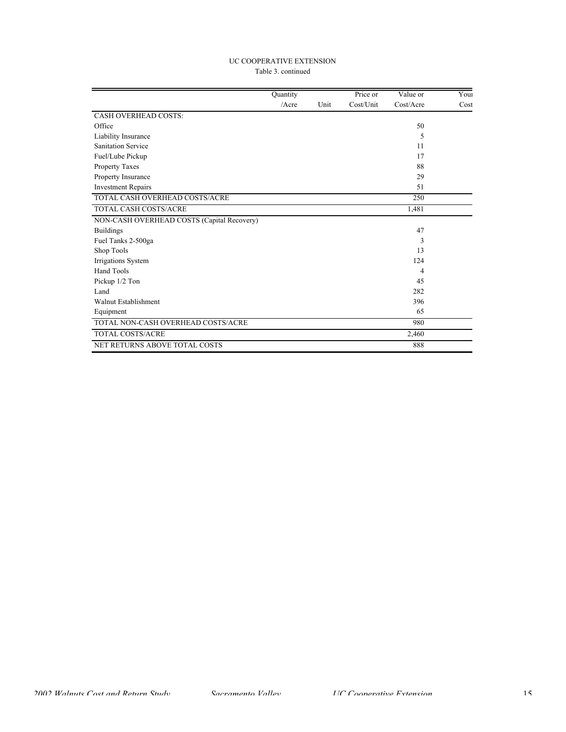UC COOPERATIVE EXTENSION

Table 3. continued

| | Quantity /Acre | Unit | Price or Cost/Unit | Value or Cost/Acre | Your Cost |
|---|---|---|---|---|---|
| CASH OVERHEAD COSTS: | | | | | |
| Office | | | | 50 | |
| Liability Insurance | | | | 5 | |
| Sanitation Service | | | | 11 | |
| Fuel/Lube Pickup | | | | 17 | |
| Property Taxes | | | | 88 | |
| Property Insurance | | | | 29 | |
| Investment Repairs | | | | 51 | |
| TOTAL CASH OVERHEAD COSTS/ACRE | | | | 250 | |
| TOTAL CASH COSTS/ACRE | | | | 1,481 | |
| NON-CASH OVERHEAD COSTS (Capital Recovery) | | | | | |
| Buildings | | | | 47 | |
| Fuel Tanks 2-500ga | | | | 3 | |
| Shop Tools | | | | 13 | |
| Irrigations System | | | | 124 | |
| Hand Tools | | | | 4 | |
| Pickup 1/2 Ton | | | | 45 | |
| Land | | | | 282 | |
| Walnut Establishment | | | | 396 | |
| Equipment | | | | 65 | |
| TOTAL NON-CASH OVERHEAD COSTS/ACRE | | | | 980 | |
| TOTAL COSTS/ACRE | | | | 2,460 | |
| NET RETURNS ABOVE TOTAL COSTS | | | | 888 | |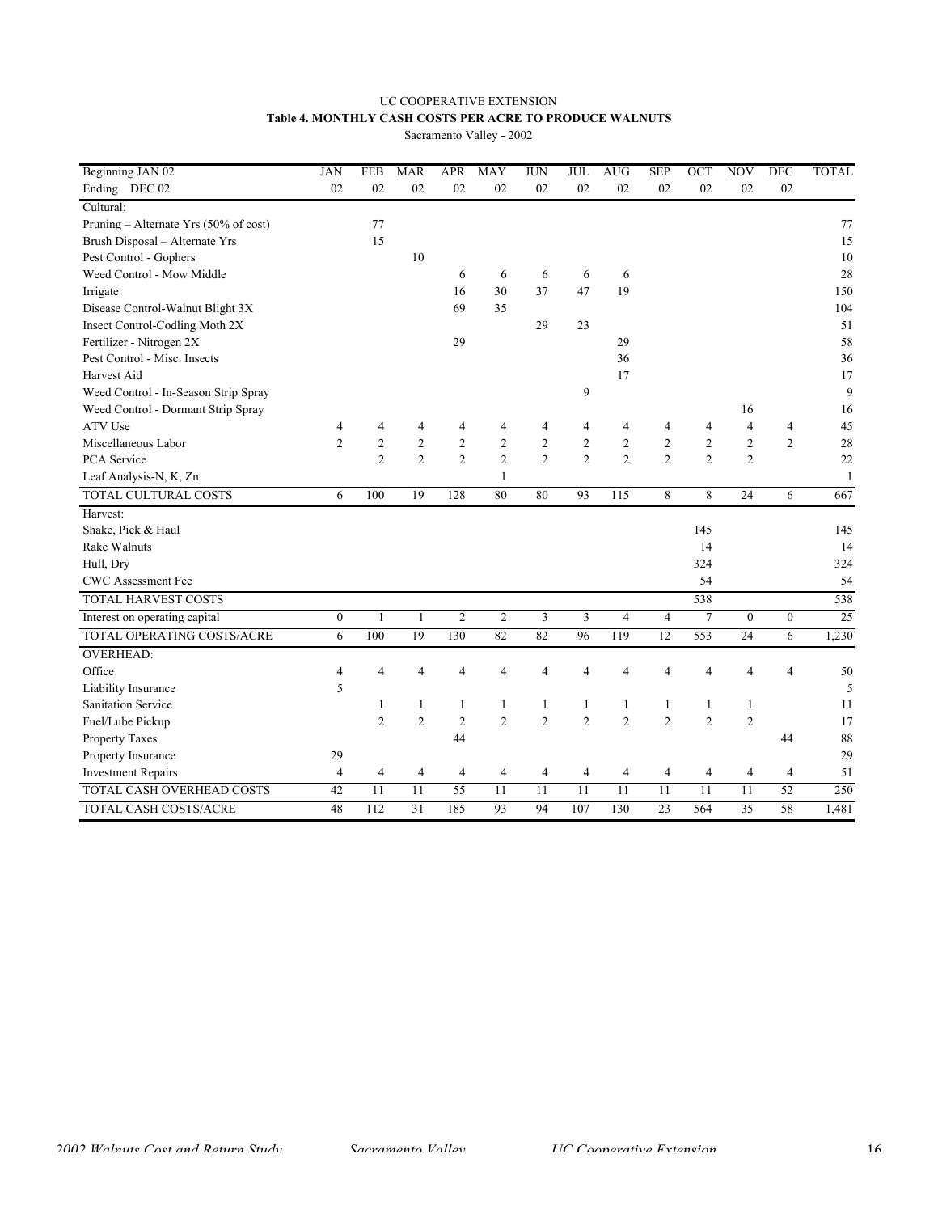UC COOPERATIVE EXTENSION

**Table 4. MONTHLY CASH COSTS PER ACRE TO PRODUCE WALNUTS**

Sacramento Valley - 2002

| Beginning JAN 02 | JAN | FEB | MAR | APR | MAY | JUN | JUL | AUG | SEP | OCT | NOV | DEC | TOTAL |
|---|---|---|---|---|---|---|---|---|---|---|---|---|---|
| Ending DEC 02 | 02 | 02 | 02 | 02 | 02 | 02 | 02 | 02 | 02 | 02 | 02 | 02 | |
| Cultural: | | | | | | | | | | | | | |
| Pruning – Alternate Yrs (50% of cost) | | 77 | | | | | | | | | | | 77 |
| Brush Disposal – Alternate Yrs | | 15 | | | | | | | | | | | 15 |
| Pest Control - Gophers | | | 10 | | | | | | | | | | 10 |
| Weed Control - Mow Middle | | | | 6 | 6 | 6 | 6 | 6 | | | | | 28 |
| Irrigate | | | | 16 | 30 | 37 | 47 | 19 | | | | | 150 |
| Disease Control-Walnut Blight 3X | | | | 69 | 35 | | | | | | | | 104 |
| Insect Control-Codling Moth 2X | | | | | | 29 | 23 | | | | | | 51 |
| Fertilizer - Nitrogen 2X | | | | 29 | | | | 29 | | | | | 58 |
| Pest Control - Misc. Insects | | | | | | | | 36 | | | | | 36 |
| Harvest Aid | | | | | | | | 17 | | | | | 17 |
| Weed Control - In-Season Strip Spray | | | | | | | 9 | | | | | | 9 |
| Weed Control - Dormant Strip Spray | | | | | | | | | | | 16 | | 16 |
| ATV Use | 4 | 4 | 4 | 4 | 4 | 4 | 4 | 4 | 4 | 4 | 4 | 4 | 45 |
| Miscellaneous Labor | 2 | 2 | 2 | 2 | 2 | 2 | 2 | 2 | 2 | 2 | 2 | 2 | 28 |
| PCA Service | | 2 | 2 | 2 | 2 | 2 | 2 | 2 | 2 | 2 | 2 | | 22 |
| Leaf Analysis-N, K, Zn | | | | | 1 | | | | | | | | 1 |
| TOTAL CULTURAL COSTS | 6 | 100 | 19 | 128 | 80 | 80 | 93 | 115 | 8 | 8 | 24 | 6 | 667 |
| Harvest: | | | | | | | | | | | | | |
| Shake, Pick & Haul | | | | | | | | | | 145 | | | 145 |
| Rake Walnuts | | | | | | | | | | 14 | | | 14 |
| Hull, Dry | | | | | | | | | | 324 | | | 324 |
| CWC Assessment Fee | | | | | | | | | | 54 | | | 54 |
| TOTAL HARVEST COSTS | | | | | | | | | | 538 | | | 538 |
| Interest on operating capital | 0 | 1 | 1 | 2 | 2 | 3 | 3 | 4 | 4 | 7 | 0 | 0 | 25 |
| TOTAL OPERATING COSTS/ACRE | 6 | 100 | 19 | 130 | 82 | 82 | 96 | 119 | 12 | 553 | 24 | 6 | 1,230 |
| OVERHEAD: | | | | | | | | | | | | | |
| Office | 4 | 4 | 4 | 4 | 4 | 4 | 4 | 4 | 4 | 4 | 4 | 4 | 50 |
| Liability Insurance | 5 | | | | | | | | | | | | 5 |
| Sanitation Service | | 1 | 1 | 1 | 1 | 1 | 1 | 1 | 1 | 1 | 1 | | 11 |
| Fuel/Lube Pickup | | 2 | 2 | 2 | 2 | 2 | 2 | 2 | 2 | 2 | 2 | | 17 |
| Property Taxes | | | | 44 | | | | | | | | 44 | 88 |
| Property Insurance | 29 | | | | | | | | | | | | 29 |
| Investment Repairs | 4 | 4 | 4 | 4 | 4 | 4 | 4 | 4 | 4 | 4 | 4 | 4 | 51 |
| TOTAL CASH OVERHEAD COSTS | 42 | 11 | 11 | 55 | 11 | 11 | 11 | 11 | 11 | 11 | 11 | 52 | 250 |
| TOTAL CASH COSTS/ACRE | 48 | 112 | 31 | 185 | 93 | 94 | 107 | 130 | 23 | 564 | 35 | 58 | 1,481 |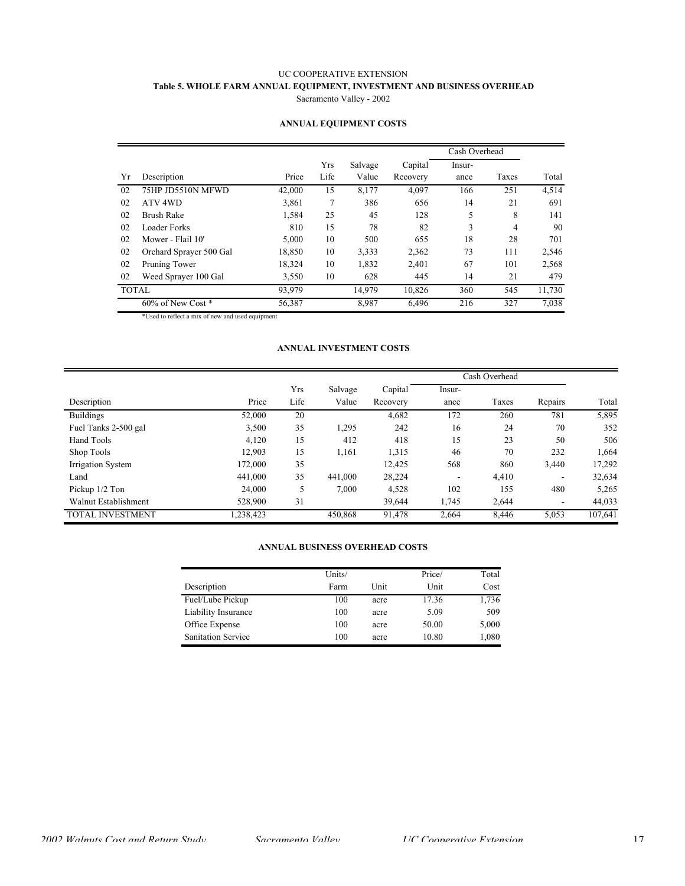UC COOPERATIVE EXTENSION

**Table 5. WHOLE FARM ANNUAL EQUIPMENT, INVESTMENT AND BUSINESS OVERHEAD**

Sacramento Valley - 2002

**ANNUAL EQUIPMENT COSTS**

| | | | | | | Cash Overhead | | |
|---|---|---|---|---|---|---|---|---|
| Yr | Description | Price | Yrs Life | Salvage Value | Capital Recovery | Insur-ance | Taxes | Total |
| 02 | 75HP JD5510N MFWD | 42,000 | 15 | 8,177 | 4,097 | 166 | 251 | 4,514 |
| 02 | ATV 4WD | 3,861 | 7 | 386 | 656 | 14 | 21 | 691 |
| 02 | Brush Rake | 1,584 | 25 | 45 | 128 | 5 | 8 | 141 |
| 02 | Loader Forks | 810 | 15 | 78 | 82 | 3 | 4 | 90 |
| 02 | Mower - Flail 10' | 5,000 | 10 | 500 | 655 | 18 | 28 | 701 |
| 02 | Orchard Sprayer 500 Gal | 18,850 | 10 | 3,333 | 2,362 | 73 | 111 | 2,546 |
| 02 | Pruning Tower | 18,324 | 10 | 1,832 | 2,401 | 67 | 101 | 2,568 |
| 02 | Weed Sprayer 100 Gal | 3,550 | 10 | 628 | 445 | 14 | 21 | 479 |
| TOTAL | | 93,979 | | 14,979 | 10,826 | 360 | 545 | 11,730 |
| | 60% of New Cost * | 56,387 | | 8,987 | 6,496 | 216 | 327 | 7,038 |

*Used to reflect a mix of new and used equipment

**ANNUAL INVESTMENT COSTS**

| | | | | | Cash Overhead | | | |
|---|---|---|---|---|---|---|---|---|
| Description | Price | Yrs Life | Salvage Value | Capital Recovery | Insur-ance | Taxes | Repairs | Total |
| Buildings | 52,000 | 20 | | 4,682 | 172 | 260 | 781 | 5,895 |
| Fuel Tanks 2-500 gal | 3,500 | 35 | 1,295 | 242 | 16 | 24 | 70 | 352 |
| Hand Tools | 4,120 | 15 | 412 | 418 | 15 | 23 | 50 | 506 |
| Shop Tools | 12,903 | 15 | 1,161 | 1,315 | 46 | 70 | 232 | 1,664 |
| Irrigation System | 172,000 | 35 | | 12,425 | 568 | 860 | 3,440 | 17,292 |
| Land | 441,000 | 35 | 441,000 | 28,224 | - | 4,410 | - | 32,634 |
| Pickup 1/2 Ton | 24,000 | 5 | 7,000 | 4,528 | 102 | 155 | 480 | 5,265 |
| Walnut Establishment | 528,900 | 31 | | 39,644 | 1,745 | 2,644 | - | 44,033 |
| TOTAL INVESTMENT | 1,238,423 | | 450,868 | 91,478 | 2,664 | 8,446 | 5,053 | 107,641 |

**ANNUAL BUSINESS OVERHEAD COSTS**

| Description | Units/ Farm | Unit | Price/ Unit | Total Cost |
|---|---|---|---|---|
| Fuel/Lube Pickup | 100 | acre | 17.36 | 1,736 |
| Liability Insurance | 100 | acre | 5.09 | 509 |
| Office Expense | 100 | acre | 50.00 | 5,000 |
| Sanitation Service | 100 | acre | 10.80 | 1,080 |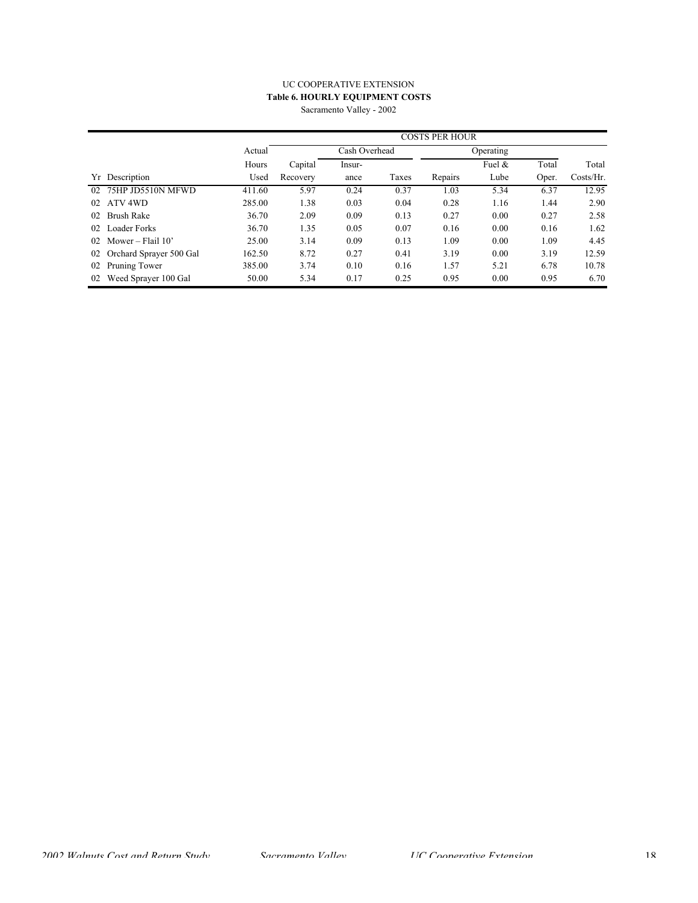UC COOPERATIVE EXTENSION

**Table 6. HOURLY EQUIPMENT COSTS**

Sacramento Valley - 2002

| | | | COSTS PER HOUR | | | | | | |
|---|---|---|---|---|---|---|---|---|---|
| | | Actual | Cash Overhead | | | Operating | | | |
| | | Hours | Capital | Insur- | | | Fuel & | Total | Total |
| Yr | Description | Used | Recovery | ance | Taxes | Repairs | Lube | Oper. | Costs/Hr. |
| 02 | 75HP JD5510N MFWD | 411.60 | 5.97 | 0.24 | 0.37 | 1.03 | 5.34 | 6.37 | 12.95 |
| 02 | ATV 4WD | 285.00 | 1.38 | 0.03 | 0.04 | 0.28 | 1.16 | 1.44 | 2.90 |
| 02 | Brush Rake | 36.70 | 2.09 | 0.09 | 0.13 | 0.27 | 0.00 | 0.27 | 2.58 |
| 02 | Loader Forks | 36.70 | 1.35 | 0.05 | 0.07 | 0.16 | 0.00 | 0.16 | 1.62 |
| 02 | Mower – Flail 10’ | 25.00 | 3.14 | 0.09 | 0.13 | 1.09 | 0.00 | 1.09 | 4.45 |
| 02 | Orchard Sprayer 500 Gal | 162.50 | 8.72 | 0.27 | 0.41 | 3.19 | 0.00 | 3.19 | 12.59 |
| 02 | Pruning Tower | 385.00 | 3.74 | 0.10 | 0.16 | 1.57 | 5.21 | 6.78 | 10.78 |
| 02 | Weed Sprayer 100 Gal | 50.00 | 5.34 | 0.17 | 0.25 | 0.95 | 0.00 | 0.95 | 6.70 |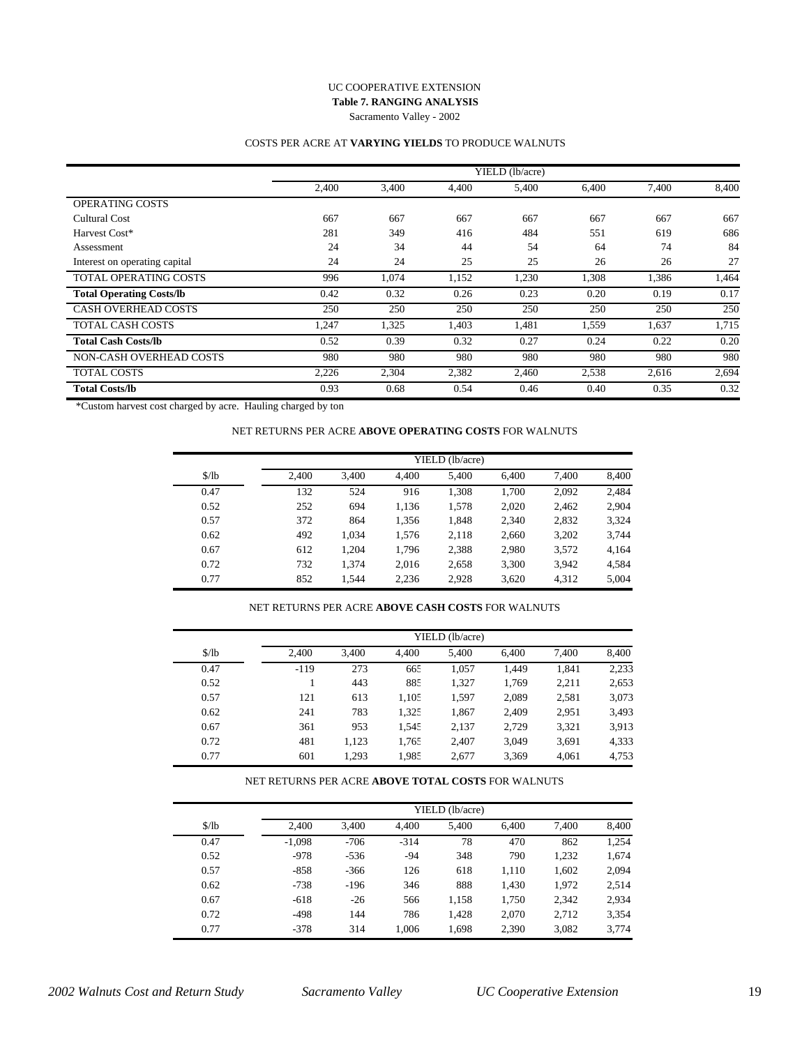UC COOPERATIVE EXTENSION

**Table 7. RANGING ANALYSIS**

Sacramento Valley - 2002

COSTS PER ACRE AT **VARYING YIELDS** TO PRODUCE WALNUTS

| | YIELD (lb/acre) | | | | | | |
|---|---|---|---|---|---|---|---|
| | 2,400 | 3,400 | 4,400 | 5,400 | 6,400 | 7,400 | 8,400 |
| OPERATING COSTS | | | | | | | |
| Cultural Cost | 667 | 667 | 667 | 667 | 667 | 667 | 667 |
| Harvest Cost* | 281 | 349 | 416 | 484 | 551 | 619 | 686 |
| Assessment | 24 | 34 | 44 | 54 | 64 | 74 | 84 |
| Interest on operating capital | 24 | 24 | 25 | 25 | 26 | 26 | 27 |
| TOTAL OPERATING COSTS | 996 | 1,074 | 1,152 | 1,230 | 1,308 | 1,386 | 1,464 |
| **Total Operating Costs/lb** | 0.42 | 0.32 | 0.26 | 0.23 | 0.20 | 0.19 | 0.17 |
| CASH OVERHEAD COSTS | 250 | 250 | 250 | 250 | 250 | 250 | 250 |
| TOTAL CASH COSTS | 1,247 | 1,325 | 1,403 | 1,481 | 1,559 | 1,637 | 1,715 |
| **Total Cash Costs/lb** | 0.52 | 0.39 | 0.32 | 0.27 | 0.24 | 0.22 | 0.20 |
| NON-CASH OVERHEAD COSTS | 980 | 980 | 980 | 980 | 980 | 980 | 980 |
| TOTAL COSTS | 2,226 | 2,304 | 2,382 | 2,460 | 2,538 | 2,616 | 2,694 |
| **Total Costs/lb** | 0.93 | 0.68 | 0.54 | 0.46 | 0.40 | 0.35 | 0.32 |

*Custom harvest cost charged by acre. Hauling charged by ton

NET RETURNS PER ACRE **ABOVE OPERATING COSTS** FOR WALNUTS

| | YIELD (lb/acre) | | | | | | |
|---|---|---|---|---|---|---|---|
| $/lb | 2,400 | 3,400 | 4,400 | 5,400 | 6,400 | 7,400 | 8,400 |
| 0.47 | 132 | 524 | 916 | 1,308 | 1,700 | 2,092 | 2,484 |
| 0.52 | 252 | 694 | 1,136 | 1,578 | 2,020 | 2,462 | 2,904 |
| 0.57 | 372 | 864 | 1,356 | 1,848 | 2,340 | 2,832 | 3,324 |
| 0.62 | 492 | 1,034 | 1,576 | 2,118 | 2,660 | 3,202 | 3,744 |
| 0.67 | 612 | 1,204 | 1,796 | 2,388 | 2,980 | 3,572 | 4,164 |
| 0.72 | 732 | 1,374 | 2,016 | 2,658 | 3,300 | 3,942 | 4,584 |
| 0.77 | 852 | 1,544 | 2,236 | 2,928 | 3,620 | 4,312 | 5,004 |

NET RETURNS PER ACRE **ABOVE CASH COSTS** FOR WALNUTS

| | YIELD (lb/acre) | | | | | | |
|---|---|---|---|---|---|---|---|
| $/lb | 2,400 | 3,400 | 4,400 | 5,400 | 6,400 | 7,400 | 8,400 |
| 0.47 | -119 | 273 | 665 | 1,057 | 1,449 | 1,841 | 2,233 |
| 0.52 | 1 | 443 | 885 | 1,327 | 1,769 | 2,211 | 2,653 |
| 0.57 | 121 | 613 | 1,105 | 1,597 | 2,089 | 2,581 | 3,073 |
| 0.62 | 241 | 783 | 1,325 | 1,867 | 2,409 | 2,951 | 3,493 |
| 0.67 | 361 | 953 | 1,545 | 2,137 | 2,729 | 3,321 | 3,913 |
| 0.72 | 481 | 1,123 | 1,765 | 2,407 | 3,049 | 3,691 | 4,333 |
| 0.77 | 601 | 1,293 | 1,985 | 2,677 | 3,369 | 4,061 | 4,753 |

NET RETURNS PER ACRE **ABOVE TOTAL COSTS** FOR WALNUTS

| | YIELD (lb/acre) | | | | | | |
|---|---|---|---|---|---|---|---|
| $/lb | 2,400 | 3,400 | 4,400 | 5,400 | 6,400 | 7,400 | 8,400 |
| 0.47 | -1,098 | -706 | -314 | 78 | 470 | 862 | 1,254 |
| 0.52 | -978 | -536 | -94 | 348 | 790 | 1,232 | 1,674 |
| 0.57 | -858 | -366 | 126 | 618 | 1,110 | 1,602 | 2,094 |
| 0.62 | -738 | -196 | 346 | 888 | 1,430 | 1,972 | 2,514 |
| 0.67 | -618 | -26 | 566 | 1,158 | 1,750 | 2,342 | 2,934 |
| 0.72 | -498 | 144 | 786 | 1,428 | 2,070 | 2,712 | 3,354 |
| 0.77 | -378 | 314 | 1,006 | 1,698 | 2,390 | 3,082 | 3,774 |